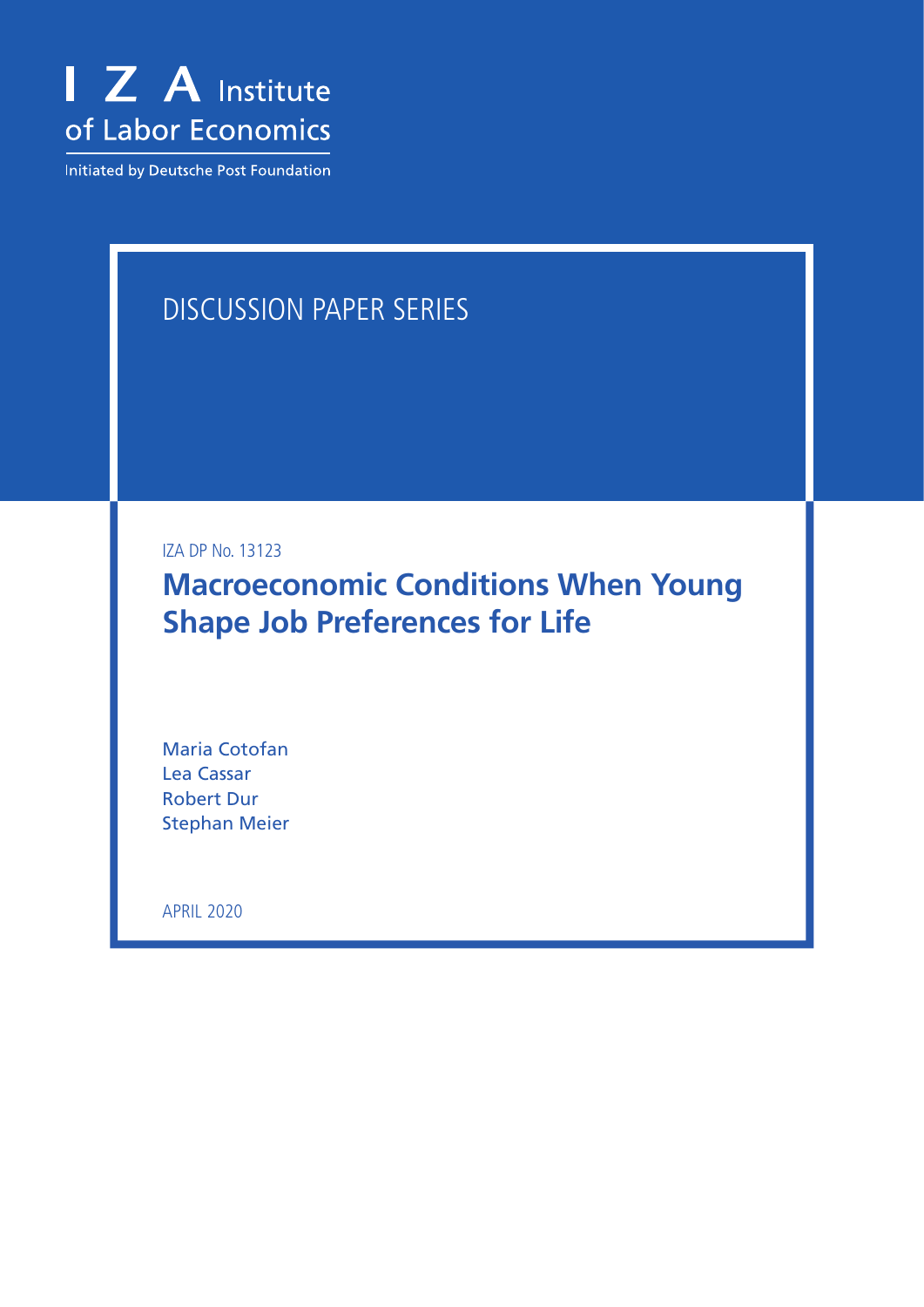I Z A Institute of Labor Economics

Initiated by Deutsche Post Foundation

DISCUSSION PAPER SERIES

IZA DP No. 13123

# Macroeconomic Conditions When Young Shape Job Preferences for Life

Maria Cotofan
Lea Cassar
Robert Dur
Stephan Meier

APRIL 2020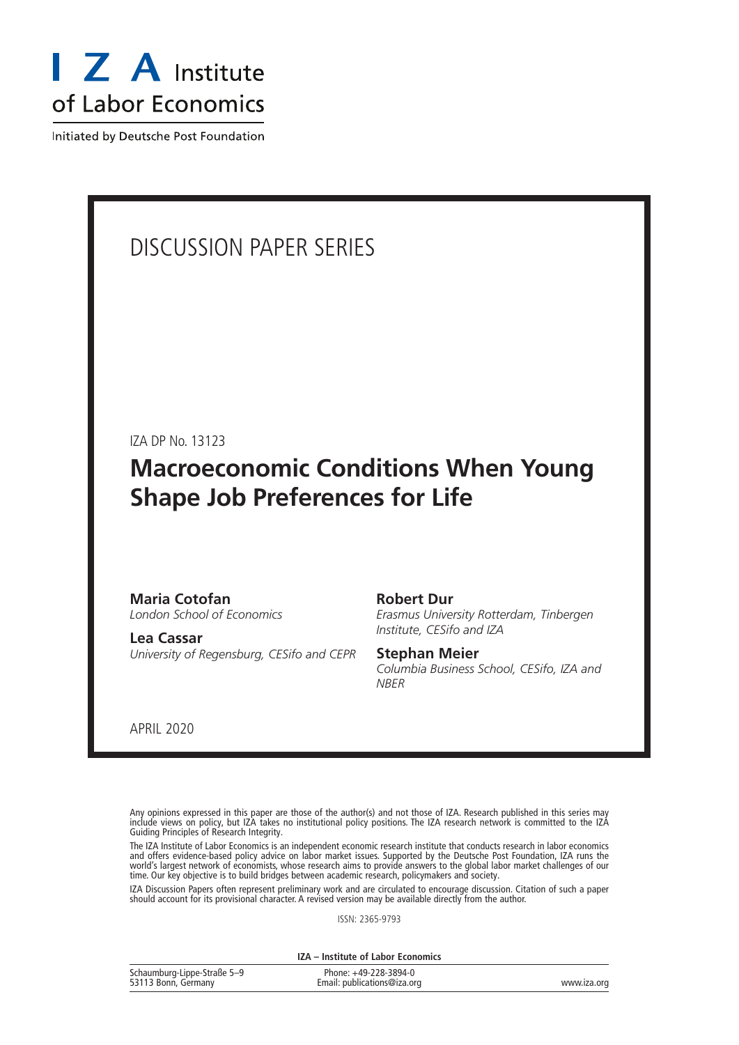I Z A Institute of Labor Economics

Initiated by Deutsche Post Foundation

# DISCUSSION PAPER SERIES

IZA DP No. 13123

## Macroeconomic Conditions When Young Shape Job Preferences for Life

**Maria Cotofan**
*London School of Economics*

**Lea Cassar**
*University of Regensburg, CESifo and CEPR*

**Robert Dur**
*Erasmus University Rotterdam, Tinbergen Institute, CESifo and IZA*

**Stephan Meier**
*Columbia Business School, CESifo, IZA and NBER*

APRIL 2020

Any opinions expressed in this paper are those of the author(s) and not those of IZA. Research published in this series may include views on policy, but IZA takes no institutional policy positions. The IZA research network is committed to the IZA Guiding Principles of Research Integrity.

The IZA Institute of Labor Economics is an independent economic research institute that conducts research in labor economics and offers evidence-based policy advice on labor market issues. Supported by the Deutsche Post Foundation, IZA runs the world's largest network of economists, whose research aims to provide answers to the global labor market challenges of our time. Our key objective is to build bridges between academic research, policymakers and society.

IZA Discussion Papers often represent preliminary work and are circulated to encourage discussion. Citation of such a paper should account for its provisional character. A revised version may be available directly from the author.

ISSN: 2365-9793

**IZA – Institute of Labor Economics**

Schaumburg-Lippe-Straße 5–9
53113 Bonn, Germany

Phone: +49-228-3894-0
Email: publications@iza.org

www.iza.org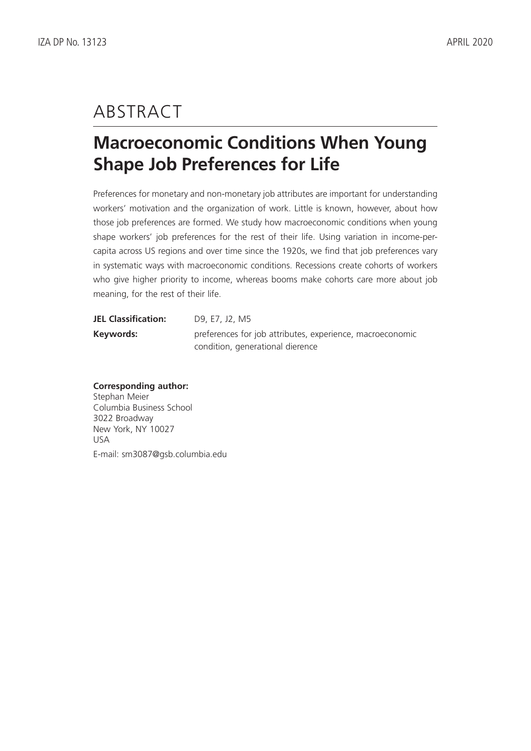# ABSTRACT

## Macroeconomic Conditions When Young Shape Job Preferences for Life

Preferences for monetary and non-monetary job attributes are important for understanding workers' motivation and the organization of work. Little is known, however, about how those job preferences are formed. We study how macroeconomic conditions when young shape workers' job preferences for the rest of their life. Using variation in income-per-capita across US regions and over time since the 1920s, we find that job preferences vary in systematic ways with macroeconomic conditions. Recessions create cohorts of workers who give higher priority to income, whereas booms make cohorts care more about job meaning, for the rest of their life.

**JEL Classification:** D9, E7, J2, M5

**Keywords:** preferences for job attributes, experience, macroeconomic condition, generational dierence

**Corresponding author:**
Stephan Meier
Columbia Business School
3022 Broadway
New York, NY 10027
USA

E-mail: sm3087@gsb.columbia.edu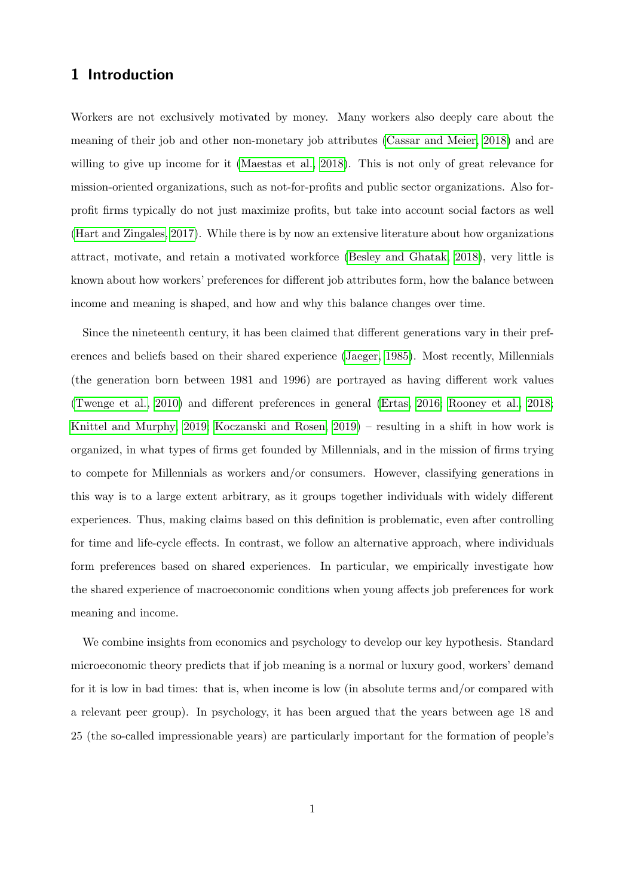## 1 Introduction

Workers are not exclusively motivated by money. Many workers also deeply care about the meaning of their job and other non-monetary job attributes (Cassar and Meier, 2018) and are willing to give up income for it (Maestas et al., 2018). This is not only of great relevance for mission-oriented organizations, such as not-for-profits and public sector organizations. Also for-profit firms typically do not just maximize profits, but take into account social factors as well (Hart and Zingales, 2017). While there is by now an extensive literature about how organizations attract, motivate, and retain a motivated workforce (Besley and Ghatak, 2018), very little is known about how workers' preferences for different job attributes form, how the balance between income and meaning is shaped, and how and why this balance changes over time.

Since the nineteenth century, it has been claimed that different generations vary in their preferences and beliefs based on their shared experience (Jaeger, 1985). Most recently, Millennials (the generation born between 1981 and 1996) are portrayed as having different work values (Twenge et al., 2010) and different preferences in general (Ertas, 2016; Rooney et al., 2018; Knittel and Murphy, 2019; Koczanski and Rosen, 2019) – resulting in a shift in how work is organized, in what types of firms get founded by Millennials, and in the mission of firms trying to compete for Millennials as workers and/or consumers. However, classifying generations in this way is to a large extent arbitrary, as it groups together individuals with widely different experiences. Thus, making claims based on this definition is problematic, even after controlling for time and life-cycle effects. In contrast, we follow an alternative approach, where individuals form preferences based on shared experiences. In particular, we empirically investigate how the shared experience of macroeconomic conditions when young affects job preferences for work meaning and income.

We combine insights from economics and psychology to develop our key hypothesis. Standard microeconomic theory predicts that if job meaning is a normal or luxury good, workers' demand for it is low in bad times: that is, when income is low (in absolute terms and/or compared with a relevant peer group). In psychology, it has been argued that the years between age 18 and 25 (the so-called impressionable years) are particularly important for the formation of people's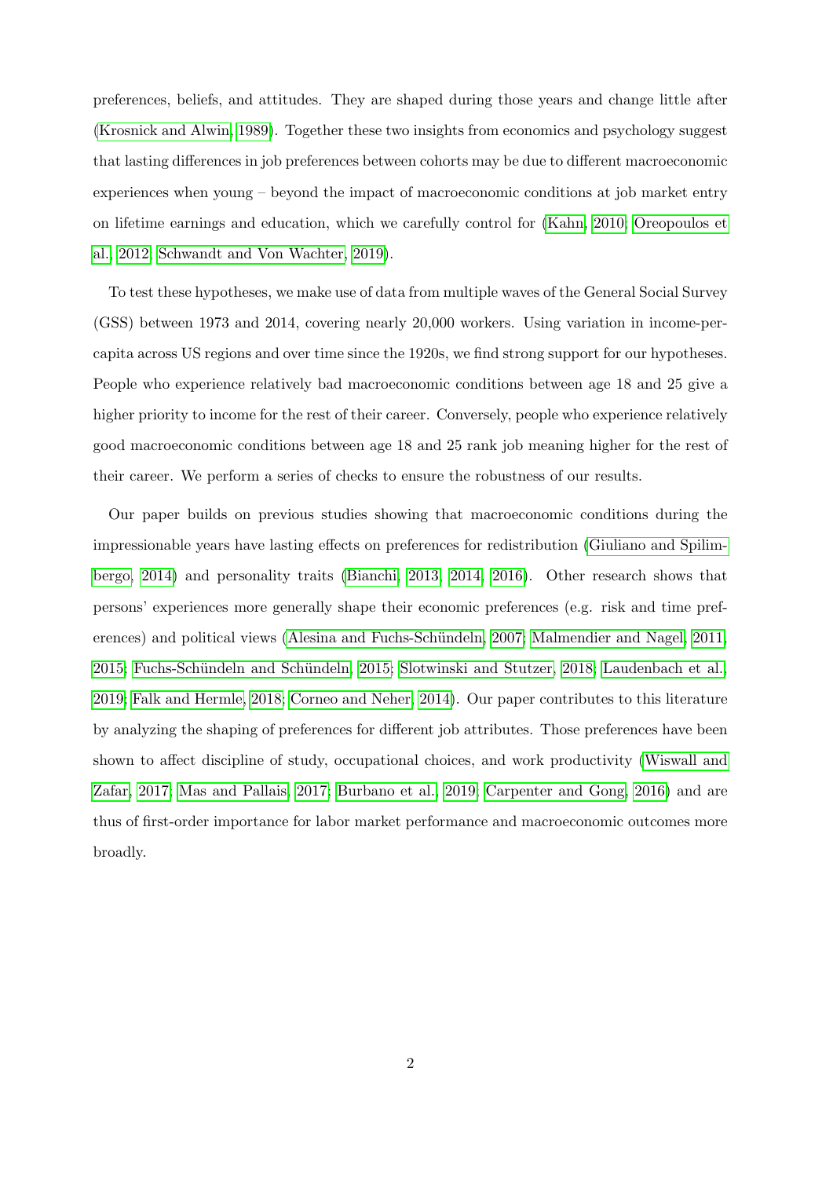preferences, beliefs, and attitudes. They are shaped during those years and change little after (Krosnick and Alwin, 1989). Together these two insights from economics and psychology suggest that lasting differences in job preferences between cohorts may be due to different macroeconomic experiences when young – beyond the impact of macroeconomic conditions at job market entry on lifetime earnings and education, which we carefully control for (Kahn, 2010; Oreopoulos et al., 2012; Schwandt and Von Wachter, 2019).

To test these hypotheses, we make use of data from multiple waves of the General Social Survey (GSS) between 1973 and 2014, covering nearly 20,000 workers. Using variation in income-per-capita across US regions and over time since the 1920s, we find strong support for our hypotheses. People who experience relatively bad macroeconomic conditions between age 18 and 25 give a higher priority to income for the rest of their career. Conversely, people who experience relatively good macroeconomic conditions between age 18 and 25 rank job meaning higher for the rest of their career. We perform a series of checks to ensure the robustness of our results.

Our paper builds on previous studies showing that macroeconomic conditions during the impressionable years have lasting effects on preferences for redistribution (Giuliano and Spilimbergo, 2014) and personality traits (Bianchi, 2013, 2014, 2016). Other research shows that persons' experiences more generally shape their economic preferences (e.g. risk and time preferences) and political views (Alesina and Fuchs-Schündeln, 2007; Malmendier and Nagel, 2011, 2015; Fuchs-Schündeln and Schündeln, 2015; Slotwinski and Stutzer, 2018; Laudenbach et al., 2019; Falk and Hermle, 2018; Corneo and Neher, 2014). Our paper contributes to this literature by analyzing the shaping of preferences for different job attributes. Those preferences have been shown to affect discipline of study, occupational choices, and work productivity (Wiswall and Zafar, 2017; Mas and Pallais, 2017; Burbano et al., 2019; Carpenter and Gong, 2016) and are thus of first-order importance for labor market performance and macroeconomic outcomes more broadly.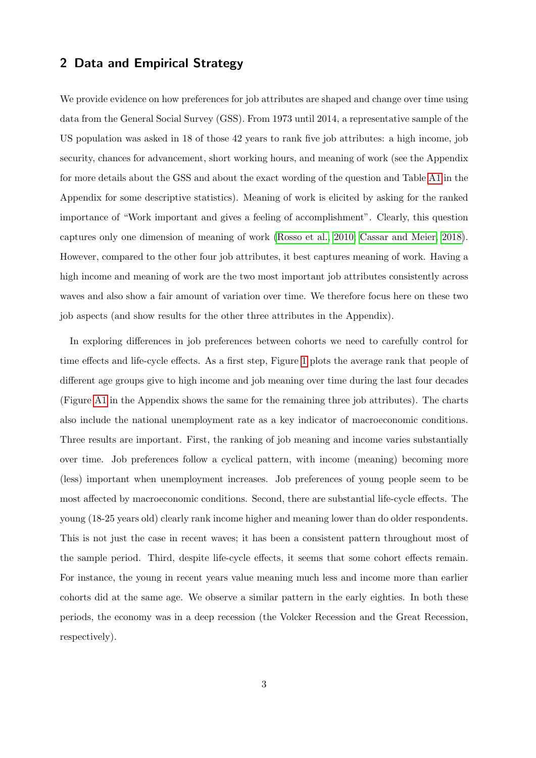## 2 Data and Empirical Strategy

We provide evidence on how preferences for job attributes are shaped and change over time using data from the General Social Survey (GSS). From 1973 until 2014, a representative sample of the US population was asked in 18 of those 42 years to rank five job attributes: a high income, job security, chances for advancement, short working hours, and meaning of work (see the Appendix for more details about the GSS and about the exact wording of the question and Table A1 in the Appendix for some descriptive statistics). Meaning of work is elicited by asking for the ranked importance of "Work important and gives a feeling of accomplishment". Clearly, this question captures only one dimension of meaning of work (Rosso et al., 2010; Cassar and Meier, 2018). However, compared to the other four job attributes, it best captures meaning of work. Having a high income and meaning of work are the two most important job attributes consistently across waves and also show a fair amount of variation over time. We therefore focus here on these two job aspects (and show results for the other three attributes in the Appendix).

In exploring differences in job preferences between cohorts we need to carefully control for time effects and life-cycle effects. As a first step, Figure 1 plots the average rank that people of different age groups give to high income and job meaning over time during the last four decades (Figure A1 in the Appendix shows the same for the remaining three job attributes). The charts also include the national unemployment rate as a key indicator of macroeconomic conditions. Three results are important. First, the ranking of job meaning and income varies substantially over time. Job preferences follow a cyclical pattern, with income (meaning) becoming more (less) important when unemployment increases. Job preferences of young people seem to be most affected by macroeconomic conditions. Second, there are substantial life-cycle effects. The young (18-25 years old) clearly rank income higher and meaning lower than do older respondents. This is not just the case in recent waves; it has been a consistent pattern throughout most of the sample period. Third, despite life-cycle effects, it seems that some cohort effects remain. For instance, the young in recent years value meaning much less and income more than earlier cohorts did at the same age. We observe a similar pattern in the early eighties. In both these periods, the economy was in a deep recession (the Volcker Recession and the Great Recession, respectively).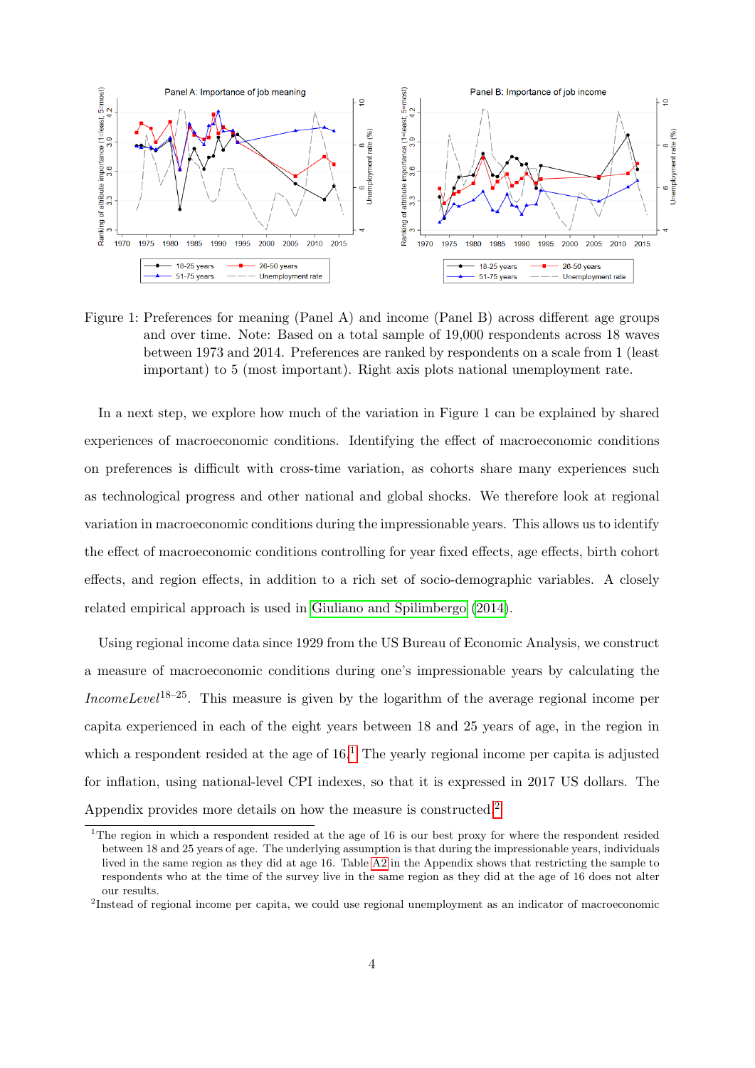Figure 1: Preferences for meaning (Panel A) and income (Panel B) across different age groups and over time. Note: Based on a total sample of 19,000 respondents across 18 waves between 1973 and 2014. Preferences are ranked by respondents on a scale from 1 (least important) to 5 (most important). Right axis plots national unemployment rate.

In a next step, we explore how much of the variation in Figure 1 can be explained by shared experiences of macroeconomic conditions. Identifying the effect of macroeconomic conditions on preferences is difficult with cross-time variation, as cohorts share many experiences such as technological progress and other national and global shocks. We therefore look at regional variation in macroeconomic conditions during the impressionable years. This allows us to identify the effect of macroeconomic conditions controlling for year fixed effects, age effects, birth cohort effects, and region effects, in addition to a rich set of socio-demographic variables. A closely related empirical approach is used in Giuliano and Spilimbergo (2014).

Using regional income data since 1929 from the US Bureau of Economic Analysis, we construct a measure of macroeconomic conditions during one's impressionable years by calculating the $IncomeLevel^{18-25}$. This measure is given by the logarithm of the average regional income per capita experienced in each of the eight years between 18 and 25 years of age, in the region in which a respondent resided at the age of 16.[1] The yearly regional income per capita is adjusted for inflation, using national-level CPI indexes, so that it is expressed in 2017 US dollars. The Appendix provides more details on how the measure is constructed.[2]

[1] The region in which a respondent resided at the age of 16 is our best proxy for where the respondent resided between 18 and 25 years of age. The underlying assumption is that during the impressionable years, individuals lived in the same region as they did at age 16. Table A2 in the Appendix shows that restricting the sample to respondents who at the time of the survey live in the same region as they did at the age of 16 does not alter our results.

[2] Instead of regional income per capita, we could use regional unemployment as an indicator of macroeconomic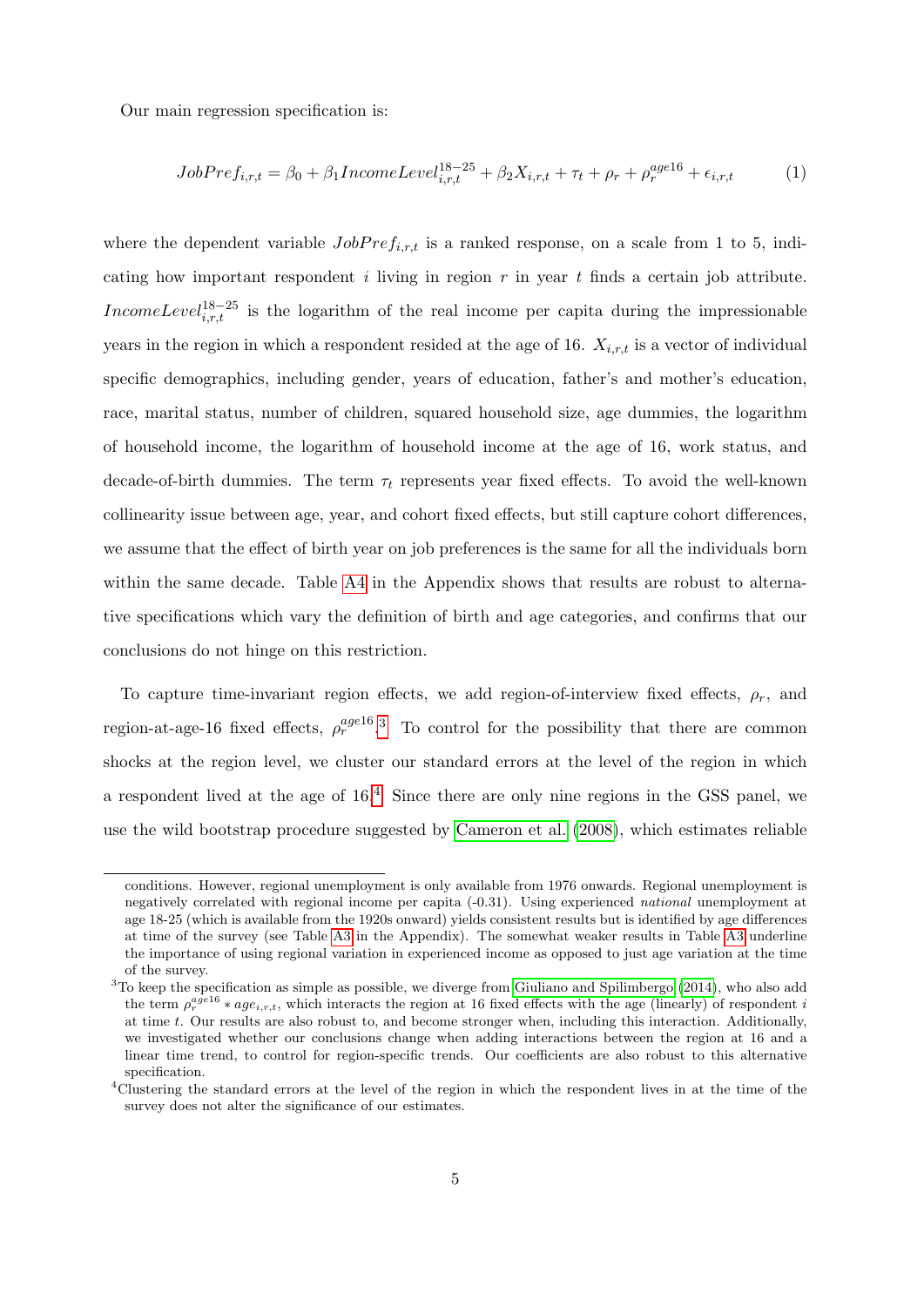Our main regression specification is:

$$JobPref_{i,r,t} = \beta_0 + \beta_1 IncomeLevel_{i,r,t}^{18-25} + \beta_2 X_{i,r,t} + \tau_t + \rho_r + \rho_r^{age16} + \epsilon_{i,r,t} \tag{1}$$

where the dependent variable $JobPref_{i,r,t}$ is a ranked response, on a scale from 1 to 5, indicating how important respondent $i$ living in region $r$ in year $t$ finds a certain job attribute. $IncomeLevel_{i,r,t}^{18-25}$ is the logarithm of the real income per capita during the impressionable years in the region in which a respondent resided at the age of 16. $X_{i,r,t}$ is a vector of individual specific demographics, including gender, years of education, father's and mother's education, race, marital status, number of children, squared household size, age dummies, the logarithm of household income, the logarithm of household income at the age of 16, work status, and decade-of-birth dummies. The term $\tau_t$ represents year fixed effects. To avoid the well-known collinearity issue between age, year, and cohort fixed effects, but still capture cohort differences, we assume that the effect of birth year on job preferences is the same for all the individuals born within the same decade. Table A4 in the Appendix shows that results are robust to alternative specifications which vary the definition of birth and age categories, and confirms that our conclusions do not hinge on this restriction.

To capture time-invariant region effects, we add region-of-interview fixed effects, $\rho_r$, and region-at-age-16 fixed effects, $\rho_r^{age16}$.[3] To control for the possibility that there are common shocks at the region level, we cluster our standard errors at the level of the region in which a respondent lived at the age of 16.[4] Since there are only nine regions in the GSS panel, we use the wild bootstrap procedure suggested by Cameron et al. (2008), which estimates reliable

conditions. However, regional unemployment is only available from 1976 onwards. Regional unemployment is negatively correlated with regional income per capita (-0.31). Using experienced *national* unemployment at age 18-25 (which is available from the 1920s onward) yields consistent results but is identified by age differences at time of the survey (see Table A3 in the Appendix). The somewhat weaker results in Table A3 underline the importance of using regional variation in experienced income as opposed to just age variation at the time of the survey.

[3] To keep the specification as simple as possible, we diverge from Giuliano and Spilimbergo (2014), who also add the term $\rho_r^{age16} * age_{i,r,t}$, which interacts the region at 16 fixed effects with the age (linearly) of respondent $i$ at time $t$. Our results are also robust to, and become stronger when, including this interaction. Additionally, we investigated whether our conclusions change when adding interactions between the region at 16 and a linear time trend, to control for region-specific trends. Our coefficients are also robust to this alternative specification.

[4] Clustering the standard errors at the level of the region in which the respondent lives in at the time of the survey does not alter the significance of our estimates.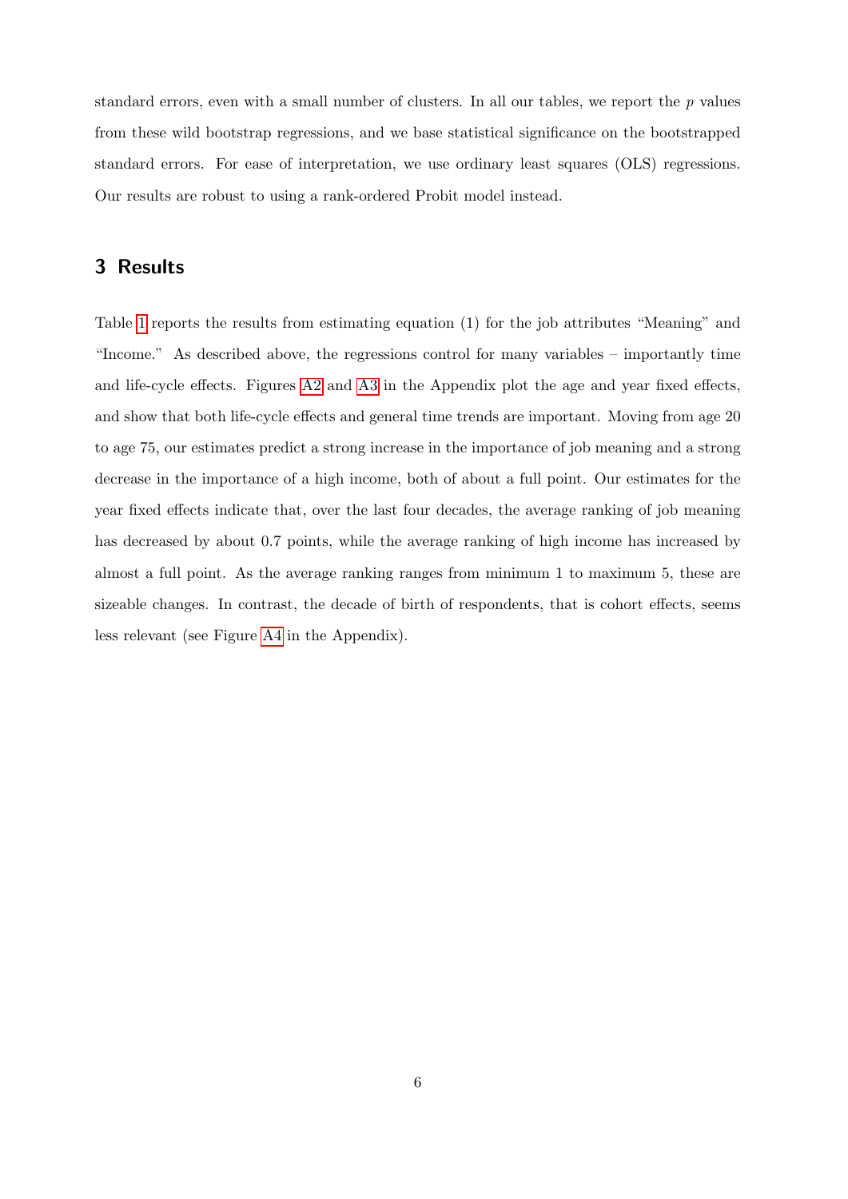standard errors, even with a small number of clusters. In all our tables, we report the $p$ values from these wild bootstrap regressions, and we base statistical significance on the bootstrapped standard errors. For ease of interpretation, we use ordinary least squares (OLS) regressions. Our results are robust to using a rank-ordered Probit model instead.

## 3 Results

Table 1 reports the results from estimating equation (1) for the job attributes "Meaning" and "Income." As described above, the regressions control for many variables – importantly time and life-cycle effects. Figures A2 and A3 in the Appendix plot the age and year fixed effects, and show that both life-cycle effects and general time trends are important. Moving from age 20 to age 75, our estimates predict a strong increase in the importance of job meaning and a strong decrease in the importance of a high income, both of about a full point. Our estimates for the year fixed effects indicate that, over the last four decades, the average ranking of job meaning has decreased by about 0.7 points, while the average ranking of high income has increased by almost a full point. As the average ranking ranges from minimum 1 to maximum 5, these are sizeable changes. In contrast, the decade of birth of respondents, that is cohort effects, seems less relevant (see Figure A4 in the Appendix).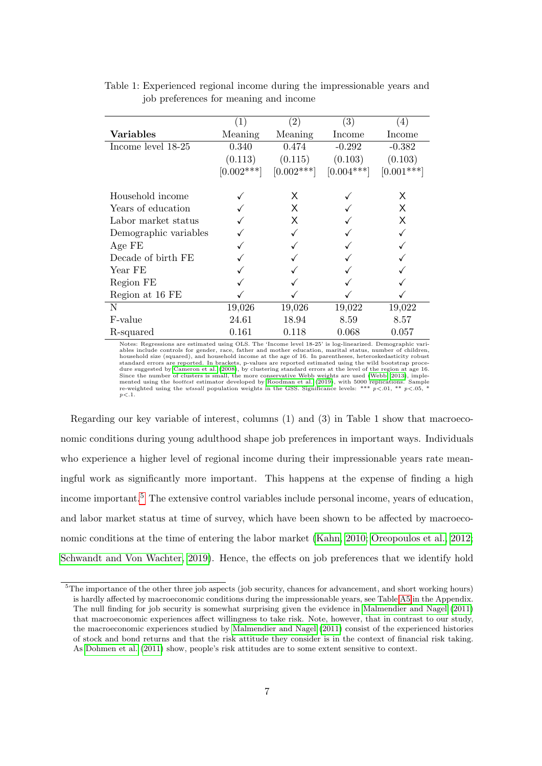Table 1: Experienced regional income during the impressionable years and job preferences for meaning and income

| | (1) | (2) | (3) | (4) |
|---|---|---|---|---|
| **Variables** | Meaning | Meaning | Income | Income |
| Income level 18-25 | 0.340 | 0.474 | -0.292 | -0.382 |
| | (0.113) | (0.115) | (0.103) | (0.103) |
| | [0.002***] | [0.002***] | [0.004***] | [0.001***] |
| Household income | ✓ | X | ✓ | X |
| Years of education | ✓ | X | ✓ | X |
| Labor market status | ✓ | X | ✓ | X |
| Demographic variables | ✓ | ✓ | ✓ | ✓ |
| Age FE | ✓ | ✓ | ✓ | ✓ |
| Decade of birth FE | ✓ | ✓ | ✓ | ✓ |
| Year FE | ✓ | ✓ | ✓ | ✓ |
| Region FE | ✓ | ✓ | ✓ | ✓ |
| Region at 16 FE | ✓ | ✓ | ✓ | ✓ |
| N | 19,026 | 19,026 | 19,022 | 19,022 |
| F-value | 24.61 | 18.94 | 8.59 | 8.57 |
| R-squared | 0.161 | 0.118 | 0.068 | 0.057 |

Notes: Regressions are estimated using OLS. The 'Income level 18-25' is log-linearized. Demographic variables include controls for gender, race, father and mother education, marital status, number of children, household size (squared), and household income at the age of 16. In parentheses, heteroskedasticity robust standard errors are reported. In brackets, p-values are reported estimated using the wild bootstrap procedure suggested by Cameron et al. (2008), by clustering standard errors at the level of the region at age 16. Since the number of clusters is small, the more conservative Webb weights are used (Webb, 2013), implemented using the *boottest* estimator developed by Roodman et al. (2019), with 5000 replications. Sample re-weighted using the *wtssall* population weights in the GSS. Significance levels: *** $p<.01$, ** $p<.05$, * $p<.1$.

Regarding our key variable of interest, columns (1) and (3) in Table 1 show that macroeconomic conditions during young adulthood shape job preferences in important ways. Individuals who experience a higher level of regional income during their impressionable years rate meaningful work as significantly more important. This happens at the expense of finding a high income important.[5] The extensive control variables include personal income, years of education, and labor market status at time of survey, which have been shown to be affected by macroeconomic conditions at the time of entering the labor market (Kahn, 2010; Oreopoulos et al., 2012; Schwandt and Von Wachter, 2019). Hence, the effects on job preferences that we identify hold

[5] The importance of the other three job aspects (job security, chances for advancement, and short working hours) is hardly affected by macroeconomic conditions during the impressionable years, see Table A5 in the Appendix. The null finding for job security is somewhat surprising given the evidence in Malmendier and Nagel (2011) that macroeconomic experiences affect willingness to take risk. Note, however, that in contrast to our study, the macroeconomic experiences studied by Malmendier and Nagel (2011) consist of the experienced histories of stock and bond returns and that the risk attitude they consider is in the context of financial risk taking. As Dohmen et al. (2011) show, people's risk attitudes are to some extent sensitive to context.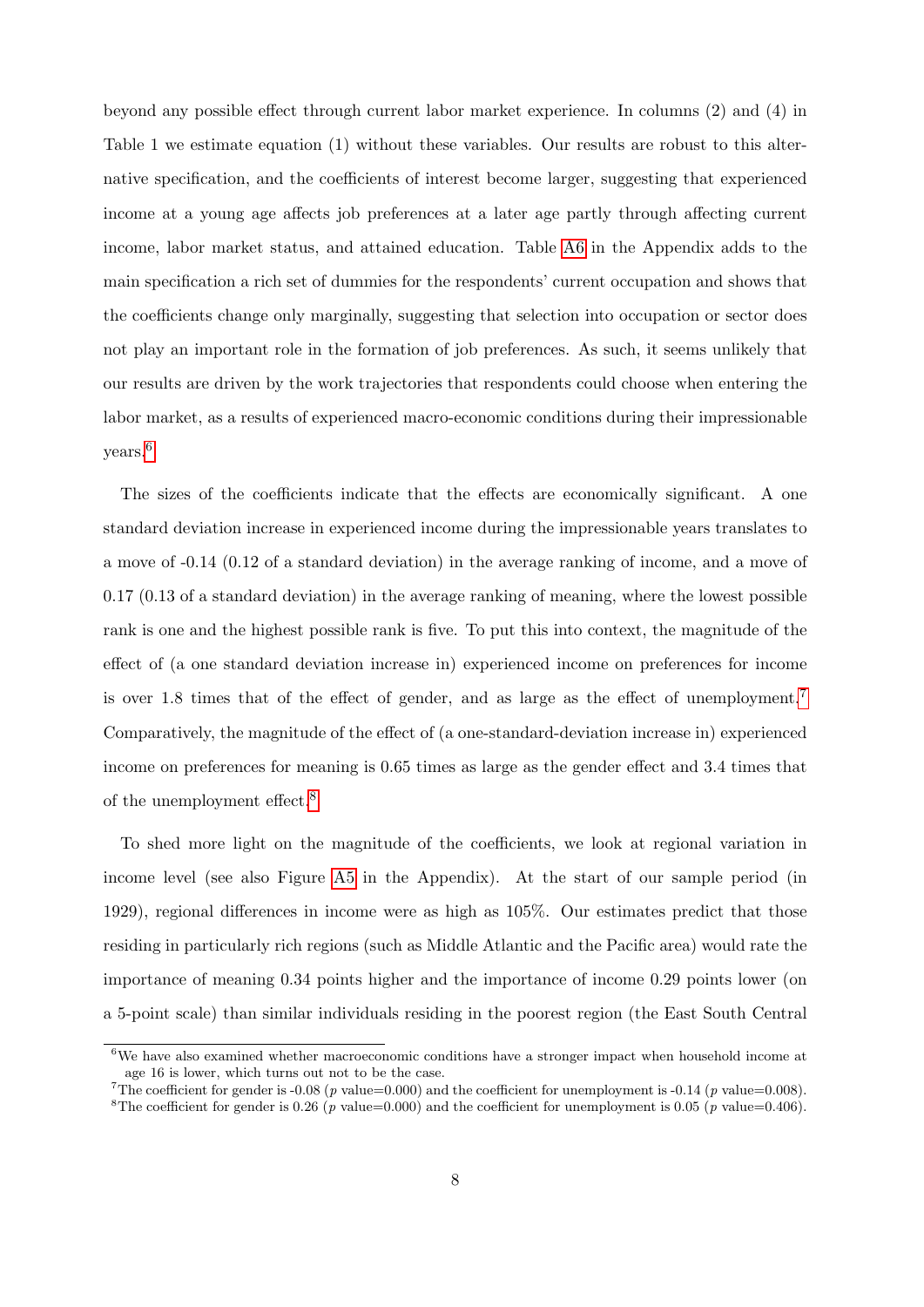beyond any possible effect through current labor market experience. In columns (2) and (4) in Table 1 we estimate equation (1) without these variables. Our results are robust to this alternative specification, and the coefficients of interest become larger, suggesting that experienced income at a young age affects job preferences at a later age partly through affecting current income, labor market status, and attained education. Table A6 in the Appendix adds to the main specification a rich set of dummies for the respondents' current occupation and shows that the coefficients change only marginally, suggesting that selection into occupation or sector does not play an important role in the formation of job preferences. As such, it seems unlikely that our results are driven by the work trajectories that respondents could choose when entering the labor market, as a results of experienced macro-economic conditions during their impressionable years.[6]

The sizes of the coefficients indicate that the effects are economically significant. A one standard deviation increase in experienced income during the impressionable years translates to a move of -0.14 (0.12 of a standard deviation) in the average ranking of income, and a move of 0.17 (0.13 of a standard deviation) in the average ranking of meaning, where the lowest possible rank is one and the highest possible rank is five. To put this into context, the magnitude of the effect of (a one standard deviation increase in) experienced income on preferences for income is over 1.8 times that of the effect of gender, and as large as the effect of unemployment.[7] Comparatively, the magnitude of the effect of (a one-standard-deviation increase in) experienced income on preferences for meaning is 0.65 times as large as the gender effect and 3.4 times that of the unemployment effect.[8]

To shed more light on the magnitude of the coefficients, we look at regional variation in income level (see also Figure A5 in the Appendix). At the start of our sample period (in 1929), regional differences in income were as high as 105%. Our estimates predict that those residing in particularly rich regions (such as Middle Atlantic and the Pacific area) would rate the importance of meaning 0.34 points higher and the importance of income 0.29 points lower (on a 5-point scale) than similar individuals residing in the poorest region (the East South Central

[6] We have also examined whether macroeconomic conditions have a stronger impact when household income at age 16 is lower, which turns out not to be the case.

[7] The coefficient for gender is -0.08 ($p$ value=0.000) and the coefficient for unemployment is -0.14 ($p$ value=0.008).

[8] The coefficient for gender is 0.26 ($p$ value=0.000) and the coefficient for unemployment is 0.05 ($p$ value=0.406).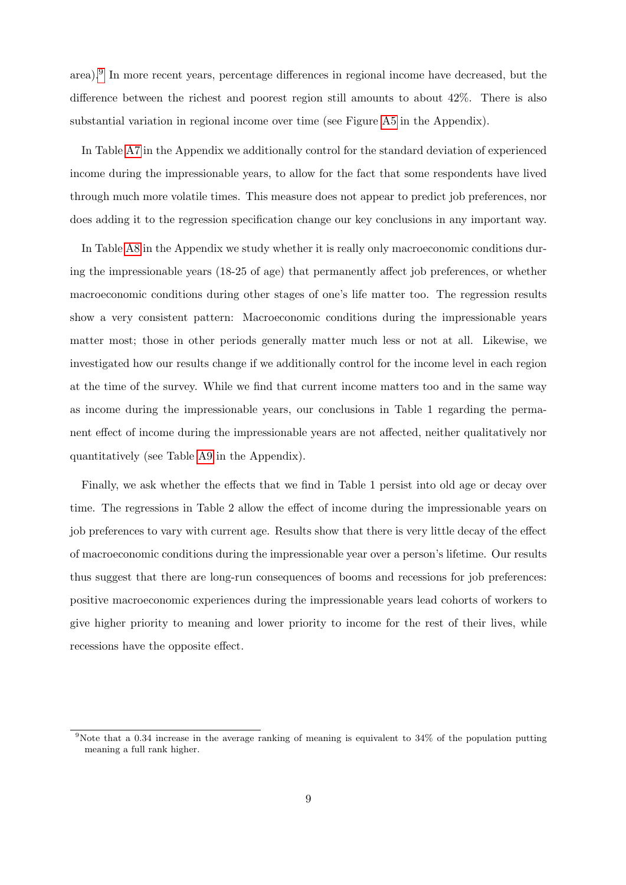area).[9] In more recent years, percentage differences in regional income have decreased, but the difference between the richest and poorest region still amounts to about 42%. There is also substantial variation in regional income over time (see Figure A5 in the Appendix).

In Table A7 in the Appendix we additionally control for the standard deviation of experienced income during the impressionable years, to allow for the fact that some respondents have lived through much more volatile times. This measure does not appear to predict job preferences, nor does adding it to the regression specification change our key conclusions in any important way.

In Table A8 in the Appendix we study whether it is really only macroeconomic conditions during the impressionable years (18-25 of age) that permanently affect job preferences, or whether macroeconomic conditions during other stages of one's life matter too. The regression results show a very consistent pattern: Macroeconomic conditions during the impressionable years matter most; those in other periods generally matter much less or not at all. Likewise, we investigated how our results change if we additionally control for the income level in each region at the time of the survey. While we find that current income matters too and in the same way as income during the impressionable years, our conclusions in Table 1 regarding the permanent effect of income during the impressionable years are not affected, neither qualitatively nor quantitatively (see Table A9 in the Appendix).

Finally, we ask whether the effects that we find in Table 1 persist into old age or decay over time. The regressions in Table 2 allow the effect of income during the impressionable years on job preferences to vary with current age. Results show that there is very little decay of the effect of macroeconomic conditions during the impressionable year over a person's lifetime. Our results thus suggest that there are long-run consequences of booms and recessions for job preferences: positive macroeconomic experiences during the impressionable years lead cohorts of workers to give higher priority to meaning and lower priority to income for the rest of their lives, while recessions have the opposite effect.

[9] Note that a 0.34 increase in the average ranking of meaning is equivalent to 34% of the population putting meaning a full rank higher.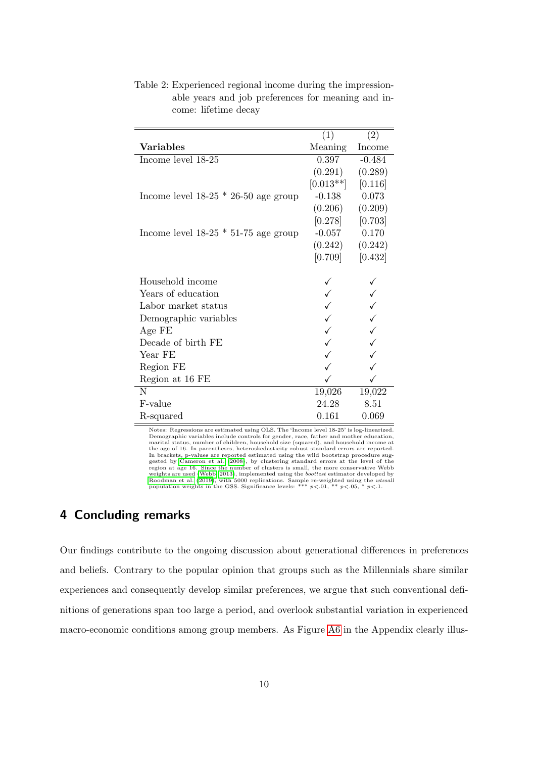Table 2: Experienced regional income during the impressionable years and job preferences for meaning and income: lifetime decay

| Variables | (1) Meaning | (2) Income |
|---|---|---|
| Income level 18-25 | 0.397 | -0.484 |
| | (0.291) | (0.289) |
| | [0.013**] | [0.116] |
| Income level 18-25 * 26-50 age group | -0.138 | 0.073 |
| | (0.206) | (0.209) |
| | [0.278] | [0.703] |
| Income level 18-25 * 51-75 age group | -0.057 | 0.170 |
| | (0.242) | (0.242) |
| | [0.709] | [0.432] |
| Household income | ✓ | ✓ |
| Years of education | ✓ | ✓ |
| Labor market status | ✓ | ✓ |
| Demographic variables | ✓ | ✓ |
| Age FE | ✓ | ✓ |
| Decade of birth FE | ✓ | ✓ |
| Year FE | ✓ | ✓ |
| Region FE | ✓ | ✓ |
| Region at 16 FE | ✓ | ✓ |
| N | 19,026 | 19,022 |
| F-value | 24.28 | 8.51 |
| R-squared | 0.161 | 0.069 |

Notes: Regressions are estimated using OLS. The 'Income level 18-25' is log-linearized. Demographic variables include controls for gender, race, father and mother education, marital status, number of children, household size (squared), and household income at the age of 16. In parentheses, heteroskedasticity robust standard errors are reported. In brackets, p-values are reported estimated using the wild bootstrap procedure suggested by Cameron et al. (2008), by clustering standard errors at the level of the region at age 16. Since the number of clusters is small, the more conservative Webb weights are used (Webb, 2013), implemented using the *boottest* estimator developed by Roodman et al. (2019), with 5000 replications. Sample re-weighted using the *wtssall* population weights in the GSS. Significance levels: *** $p<.01$, ** $p<.05$, * $p<.1$.

## 4 Concluding remarks

Our findings contribute to the ongoing discussion about generational differences in preferences and beliefs. Contrary to the popular opinion that groups such as the Millennials share similar experiences and consequently develop similar preferences, we argue that such conventional definitions of generations span too large a period, and overlook substantial variation in experienced macro-economic conditions among group members. As Figure A6 in the Appendix clearly illus-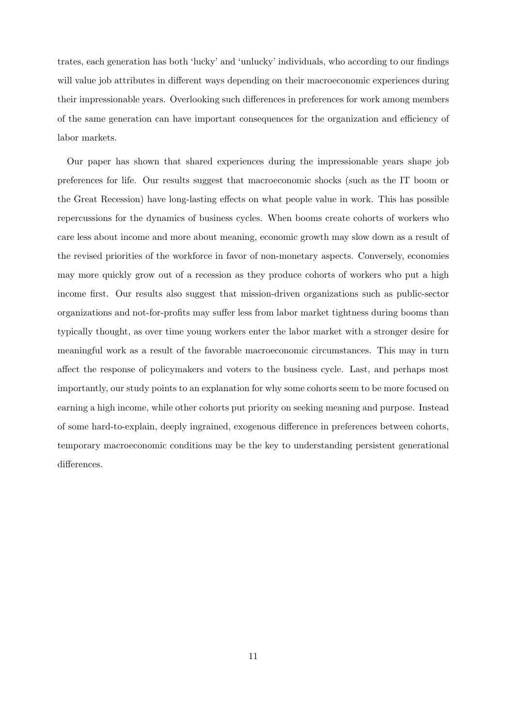trates, each generation has both 'lucky' and 'unlucky' individuals, who according to our findings will value job attributes in different ways depending on their macroeconomic experiences during their impressionable years. Overlooking such differences in preferences for work among members of the same generation can have important consequences for the organization and efficiency of labor markets.

Our paper has shown that shared experiences during the impressionable years shape job preferences for life. Our results suggest that macroeconomic shocks (such as the IT boom or the Great Recession) have long-lasting effects on what people value in work. This has possible repercussions for the dynamics of business cycles. When booms create cohorts of workers who care less about income and more about meaning, economic growth may slow down as a result of the revised priorities of the workforce in favor of non-monetary aspects. Conversely, economies may more quickly grow out of a recession as they produce cohorts of workers who put a high income first. Our results also suggest that mission-driven organizations such as public-sector organizations and not-for-profits may suffer less from labor market tightness during booms than typically thought, as over time young workers enter the labor market with a stronger desire for meaningful work as a result of the favorable macroeconomic circumstances. This may in turn affect the response of policymakers and voters to the business cycle. Last, and perhaps most importantly, our study points to an explanation for why some cohorts seem to be more focused on earning a high income, while other cohorts put priority on seeking meaning and purpose. Instead of some hard-to-explain, deeply ingrained, exogenous difference in preferences between cohorts, temporary macroeconomic conditions may be the key to understanding persistent generational differences.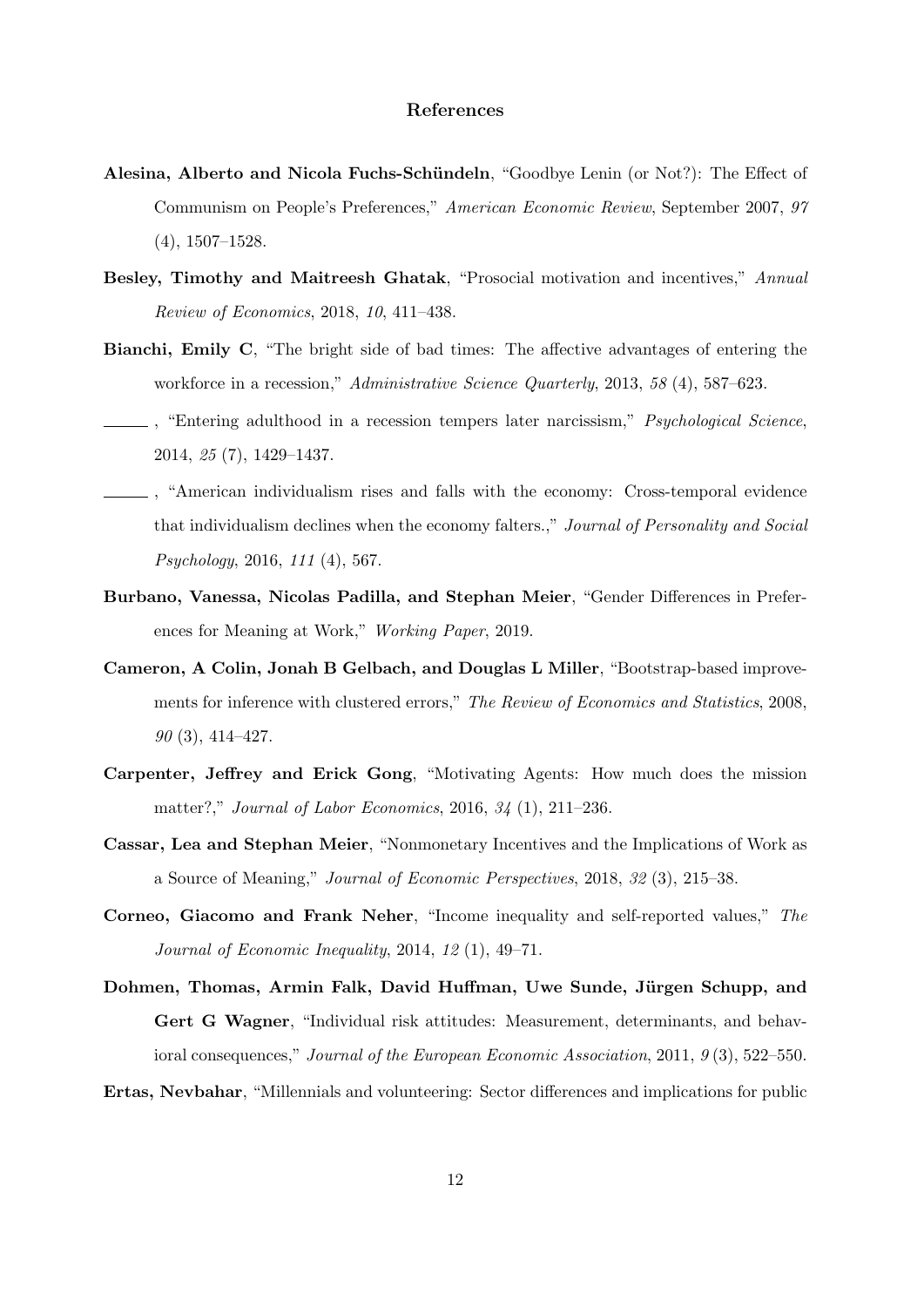## References

**Alesina, Alberto and Nicola Fuchs-Schündeln**, "Goodbye Lenin (or Not?): The Effect of Communism on People's Preferences," *American Economic Review*, September 2007, *97* (4), 1507–1528.

**Besley, Timothy and Maitreesh Ghatak**, "Prosocial motivation and incentives," *Annual Review of Economics*, 2018, *10*, 411–438.

**Bianchi, Emily C**, "The bright side of bad times: The affective advantages of entering the workforce in a recession," *Administrative Science Quarterly*, 2013, *58* (4), 587–623.

———, "Entering adulthood in a recession tempers later narcissism," *Psychological Science*, 2014, *25* (7), 1429–1437.

———, "American individualism rises and falls with the economy: Cross-temporal evidence that individualism declines when the economy falters.," *Journal of Personality and Social Psychology*, 2016, *111* (4), 567.

**Burbano, Vanessa, Nicolas Padilla, and Stephan Meier**, "Gender Differences in Preferences for Meaning at Work," *Working Paper*, 2019.

**Cameron, A Colin, Jonah B Gelbach, and Douglas L Miller**, "Bootstrap-based improvements for inference with clustered errors," *The Review of Economics and Statistics*, 2008, *90* (3), 414–427.

**Carpenter, Jeffrey and Erick Gong**, "Motivating Agents: How much does the mission matter?," *Journal of Labor Economics*, 2016, *34* (1), 211–236.

**Cassar, Lea and Stephan Meier**, "Nonmonetary Incentives and the Implications of Work as a Source of Meaning," *Journal of Economic Perspectives*, 2018, *32* (3), 215–38.

**Corneo, Giacomo and Frank Neher**, "Income inequality and self-reported values," *The Journal of Economic Inequality*, 2014, *12* (1), 49–71.

**Dohmen, Thomas, Armin Falk, David Huffman, Uwe Sunde, Jürgen Schupp, and Gert G Wagner**, "Individual risk attitudes: Measurement, determinants, and behavioral consequences," *Journal of the European Economic Association*, 2011, *9* (3), 522–550.

**Ertas, Nevbahar**, "Millennials and volunteering: Sector differences and implications for public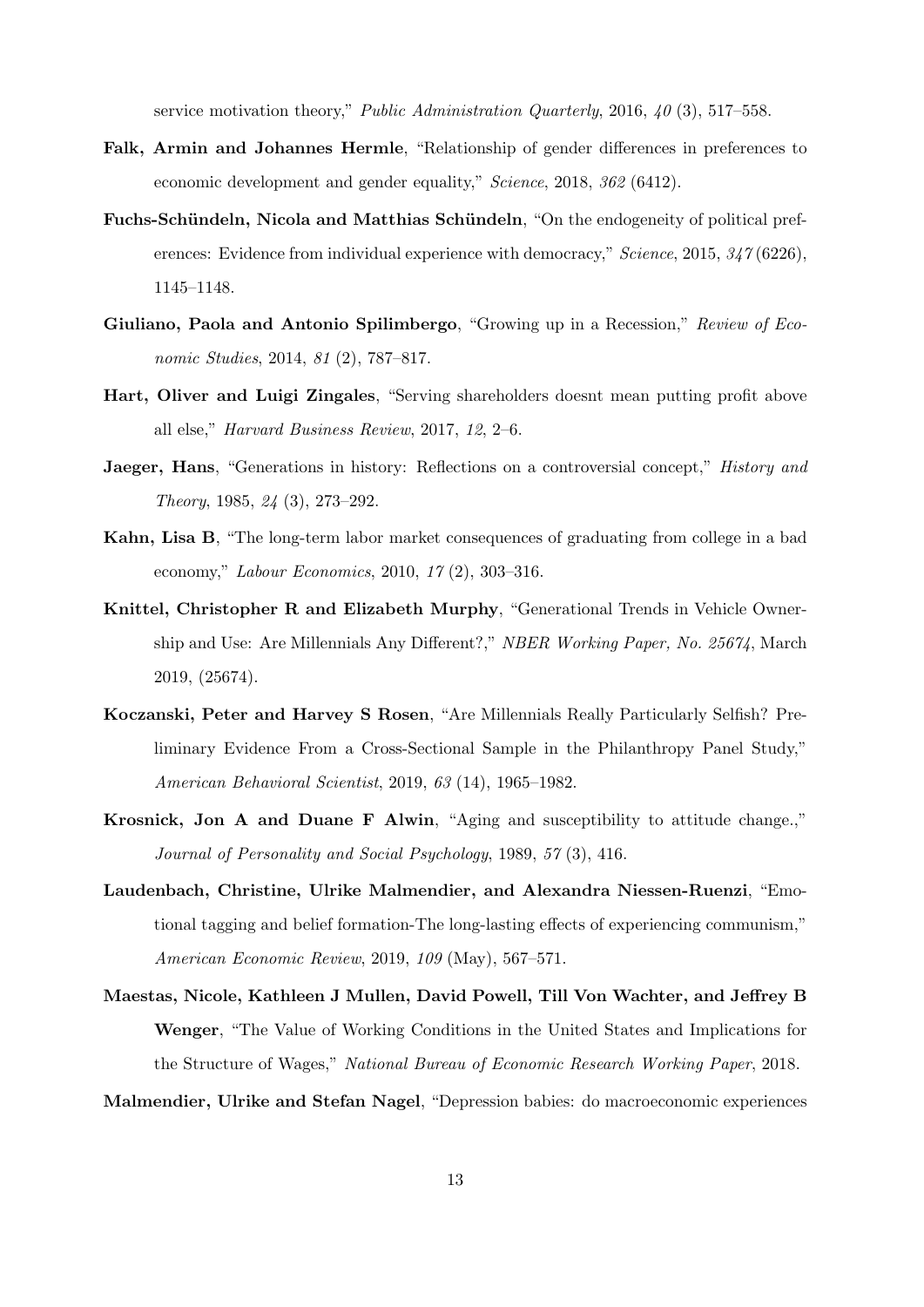service motivation theory," *Public Administration Quarterly*, 2016, *40* (3), 517–558.

**Falk, Armin and Johannes Hermle**, "Relationship of gender differences in preferences to economic development and gender equality," *Science*, 2018, *362* (6412).

**Fuchs-Schündeln, Nicola and Matthias Schündeln**, "On the endogeneity of political preferences: Evidence from individual experience with democracy," *Science*, 2015, *347* (6226), 1145–1148.

**Giuliano, Paola and Antonio Spilimbergo**, "Growing up in a Recession," *Review of Economic Studies*, 2014, *81* (2), 787–817.

**Hart, Oliver and Luigi Zingales**, "Serving shareholders doesnt mean putting profit above all else," *Harvard Business Review*, 2017, *12*, 2–6.

**Jaeger, Hans**, "Generations in history: Reflections on a controversial concept," *History and Theory*, 1985, *24* (3), 273–292.

**Kahn, Lisa B**, "The long-term labor market consequences of graduating from college in a bad economy," *Labour Economics*, 2010, *17* (2), 303–316.

**Knittel, Christopher R and Elizabeth Murphy**, "Generational Trends in Vehicle Ownership and Use: Are Millennials Any Different?," *NBER Working Paper, No. 25674*, March 2019, (25674).

**Koczanski, Peter and Harvey S Rosen**, "Are Millennials Really Particularly Selfish? Preliminary Evidence From a Cross-Sectional Sample in the Philanthropy Panel Study," *American Behavioral Scientist*, 2019, *63* (14), 1965–1982.

**Krosnick, Jon A and Duane F Alwin**, "Aging and susceptibility to attitude change.," *Journal of Personality and Social Psychology*, 1989, *57* (3), 416.

**Laudenbach, Christine, Ulrike Malmendier, and Alexandra Niessen-Ruenzi**, "Emotional tagging and belief formation-The long-lasting effects of experiencing communism," *American Economic Review*, 2019, *109* (May), 567–571.

**Maestas, Nicole, Kathleen J Mullen, David Powell, Till Von Wachter, and Jeffrey B Wenger**, "The Value of Working Conditions in the United States and Implications for the Structure of Wages," *National Bureau of Economic Research Working Paper*, 2018.

**Malmendier, Ulrike and Stefan Nagel**, "Depression babies: do macroeconomic experiences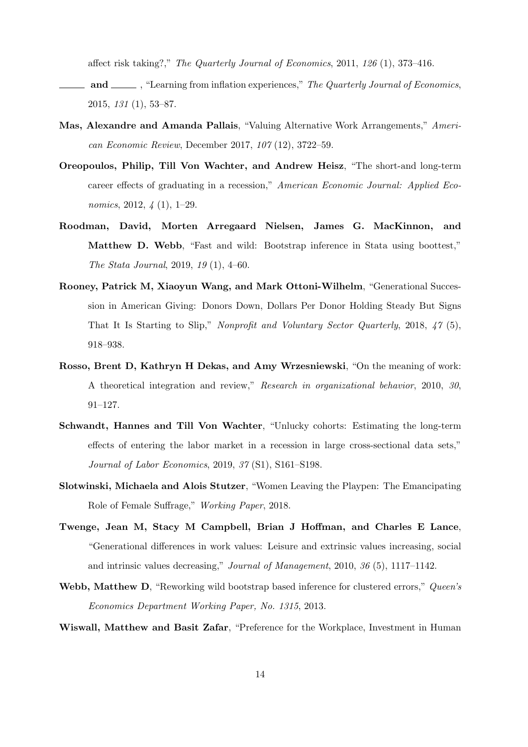affect risk taking?," *The Quarterly Journal of Economics*, 2011, *126* (1), 373–416.

**______ and ______**, "Learning from inflation experiences," *The Quarterly Journal of Economics*, 2015, *131* (1), 53–87.

**Mas, Alexandre and Amanda Pallais**, "Valuing Alternative Work Arrangements," *American Economic Review*, December 2017, *107* (12), 3722–59.

**Oreopoulos, Philip, Till Von Wachter, and Andrew Heisz**, "The short-and long-term career effects of graduating in a recession," *American Economic Journal: Applied Economics*, 2012, *4* (1), 1–29.

**Roodman, David, Morten Arregaard Nielsen, James G. MacKinnon, and Matthew D. Webb**, "Fast and wild: Bootstrap inference in Stata using boottest," *The Stata Journal*, 2019, *19* (1), 4–60.

**Rooney, Patrick M, Xiaoyun Wang, and Mark Ottoni-Wilhelm**, "Generational Succession in American Giving: Donors Down, Dollars Per Donor Holding Steady But Signs That It Is Starting to Slip," *Nonprofit and Voluntary Sector Quarterly*, 2018, *47* (5), 918–938.

**Rosso, Brent D, Kathryn H Dekas, and Amy Wrzesniewski**, "On the meaning of work: A theoretical integration and review," *Research in organizational behavior*, 2010, *30*, 91–127.

**Schwandt, Hannes and Till Von Wachter**, "Unlucky cohorts: Estimating the long-term effects of entering the labor market in a recession in large cross-sectional data sets," *Journal of Labor Economics*, 2019, *37* (S1), S161–S198.

**Slotwinski, Michaela and Alois Stutzer**, "Women Leaving the Playpen: The Emancipating Role of Female Suffrage," *Working Paper*, 2018.

**Twenge, Jean M, Stacy M Campbell, Brian J Hoffman, and Charles E Lance**, "Generational differences in work values: Leisure and extrinsic values increasing, social and intrinsic values decreasing," *Journal of Management*, 2010, *36* (5), 1117–1142.

**Webb, Matthew D**, "Reworking wild bootstrap based inference for clustered errors," *Queen's Economics Department Working Paper, No. 1315*, 2013.

**Wiswall, Matthew and Basit Zafar**, "Preference for the Workplace, Investment in Human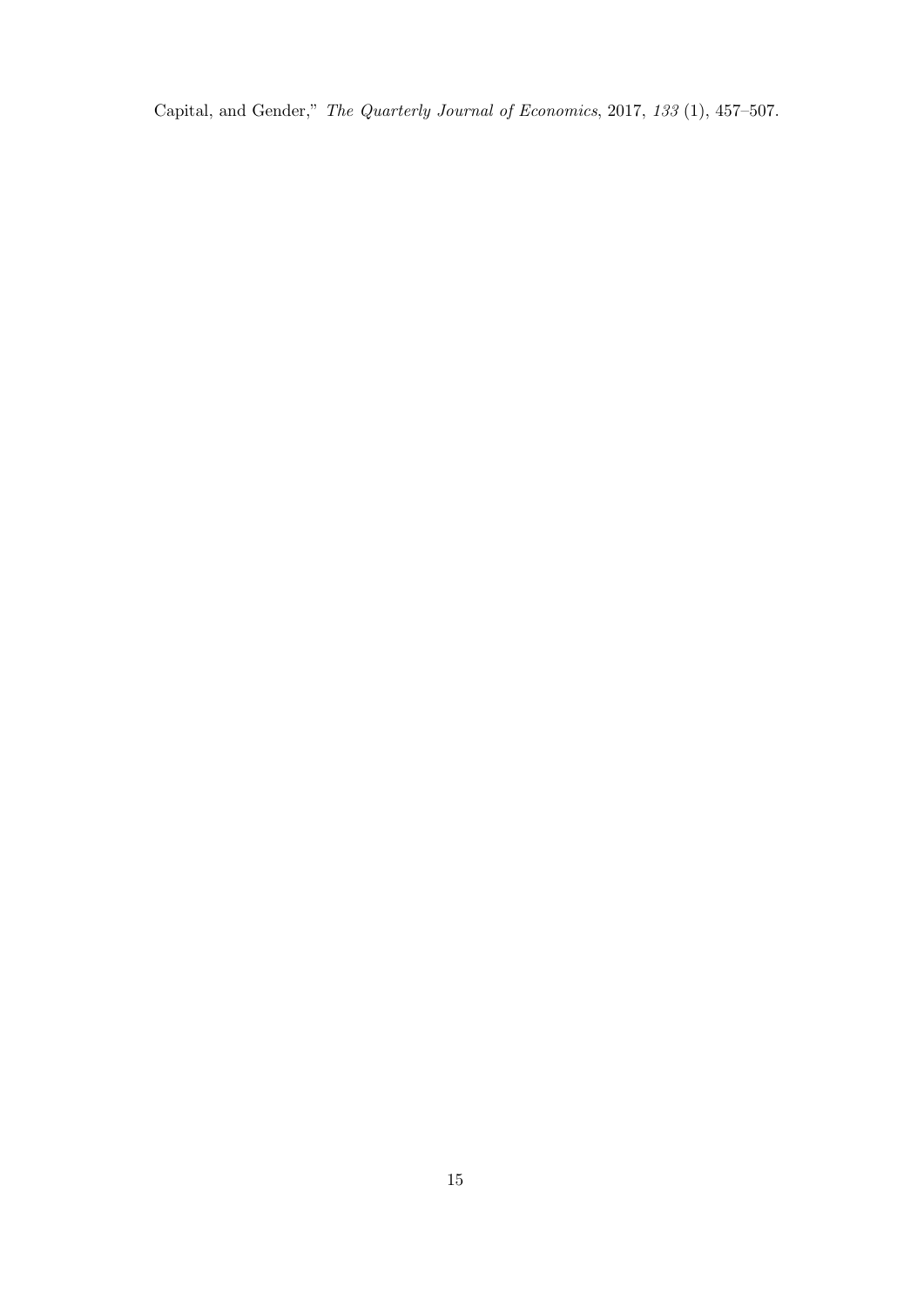Capital, and Gender," *The Quarterly Journal of Economics*, 2017, *133* (1), 457–507.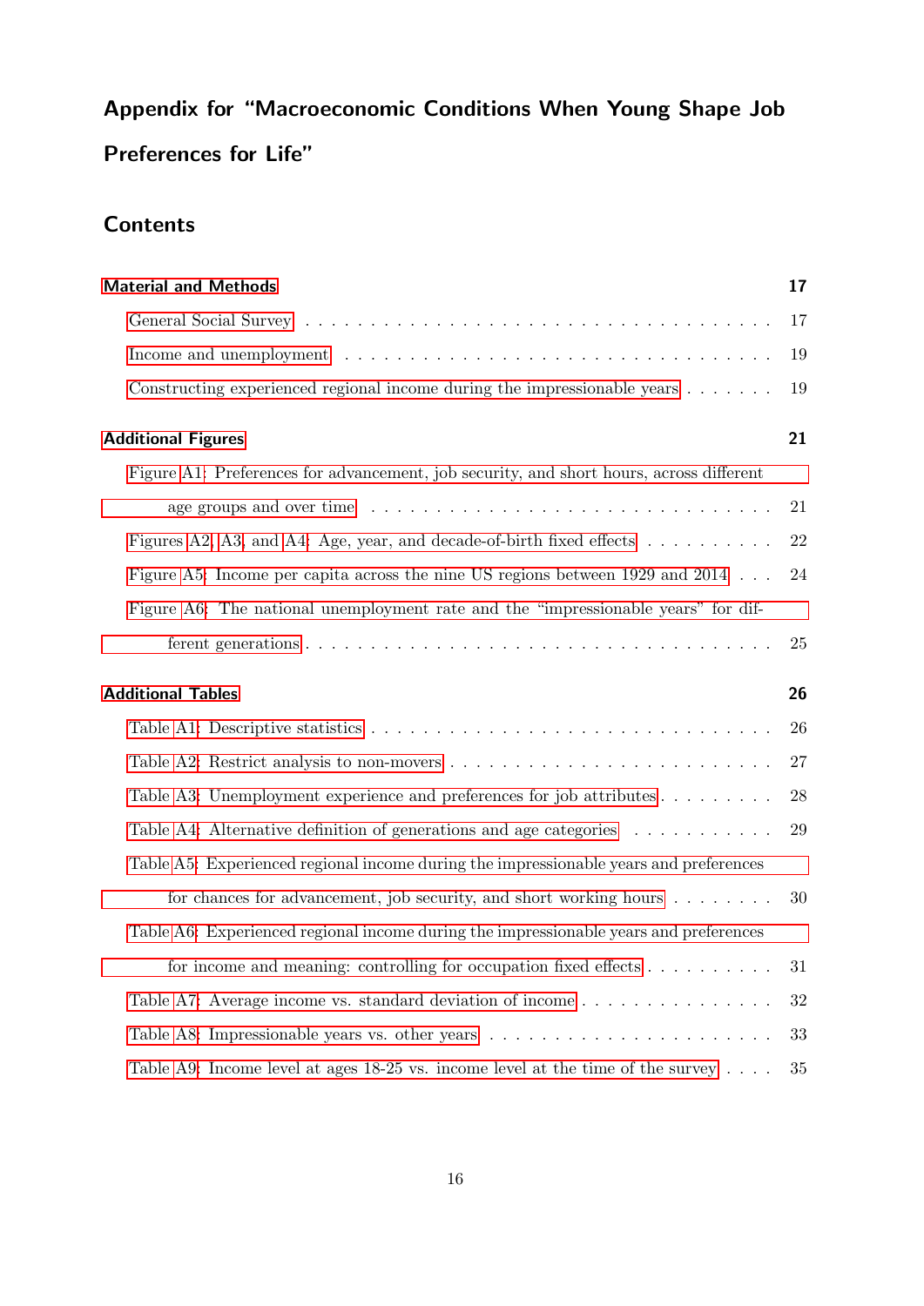## Appendix for "Macroeconomic Conditions When Young Shape Job Preferences for Life"

## Contents

**Material and Methods** **17**

- General Social Survey . . . 17
- Income and unemployment . . . 19
- Constructing experienced regional income during the impressionable years . . . 19

**Additional Figures** **21**

- Figure A1: Preferences for advancement, job security, and short hours, across different age groups and over time . . . 21
- Figures A2, A3, and A4: Age, year, and decade-of-birth fixed effects . . . 22
- Figure A5: Income per capita across the nine US regions between 1929 and 2014 . . . 24
- Figure A6: The national unemployment rate and the "impressionable years" for different generations . . . 25

**Additional Tables** **26**

- Table A1: Descriptive statistics . . . 26
- Table A2: Restrict analysis to non-movers . . . 27
- Table A3: Unemployment experience and preferences for job attributes . . . 28
- Table A4: Alternative definition of generations and age categories . . . 29
- Table A5: Experienced regional income during the impressionable years and preferences for chances for advancement, job security, and short working hours . . . 30
- Table A6: Experienced regional income during the impressionable years and preferences for income and meaning: controlling for occupation fixed effects . . . 31
- Table A7: Average income vs. standard deviation of income . . . 32
- Table A8: Impressionable years vs. other years . . . 33
- Table A9: Income level at ages 18-25 vs. income level at the time of the survey . . . 35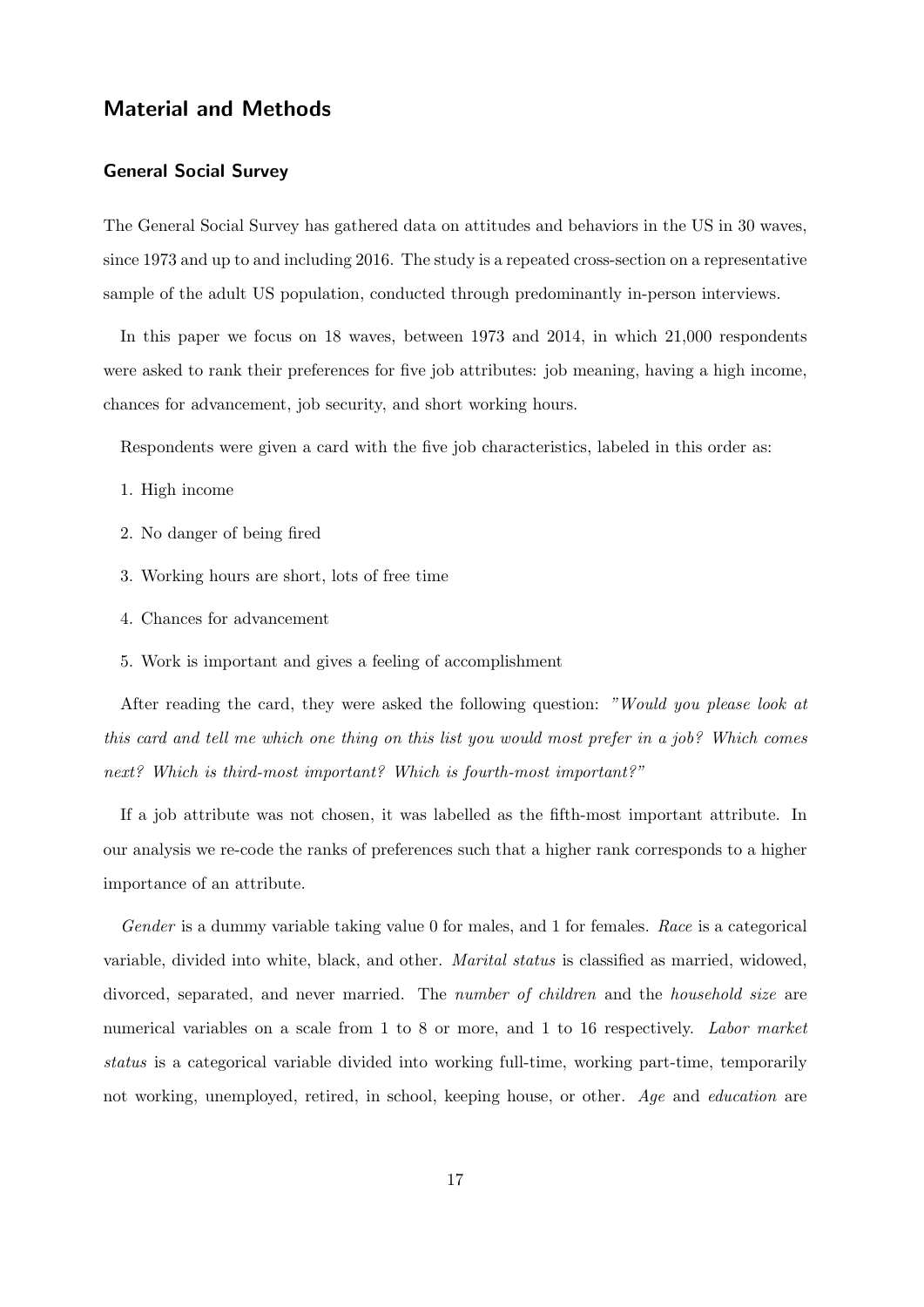## Material and Methods

### General Social Survey

The General Social Survey has gathered data on attitudes and behaviors in the US in 30 waves, since 1973 and up to and including 2016. The study is a repeated cross-section on a representative sample of the adult US population, conducted through predominantly in-person interviews.

In this paper we focus on 18 waves, between 1973 and 2014, in which 21,000 respondents were asked to rank their preferences for five job attributes: job meaning, having a high income, chances for advancement, job security, and short working hours.

Respondents were given a card with the five job characteristics, labeled in this order as:

1. High income
2. No danger of being fired
3. Working hours are short, lots of free time
4. Chances for advancement
5. Work is important and gives a feeling of accomplishment

After reading the card, they were asked the following question: *"Would you please look at this card and tell me which one thing on this list you would most prefer in a job? Which comes next? Which is third-most important? Which is fourth-most important?"*

If a job attribute was not chosen, it was labelled as the fifth-most important attribute. In our analysis we re-code the ranks of preferences such that a higher rank corresponds to a higher importance of an attribute.

*Gender* is a dummy variable taking value 0 for males, and 1 for females. *Race* is a categorical variable, divided into white, black, and other. *Marital status* is classified as married, widowed, divorced, separated, and never married. The *number of children* and the *household size* are numerical variables on a scale from 1 to 8 or more, and 1 to 16 respectively. *Labor market status* is a categorical variable divided into working full-time, working part-time, temporarily not working, unemployed, retired, in school, keeping house, or other. *Age* and *education* are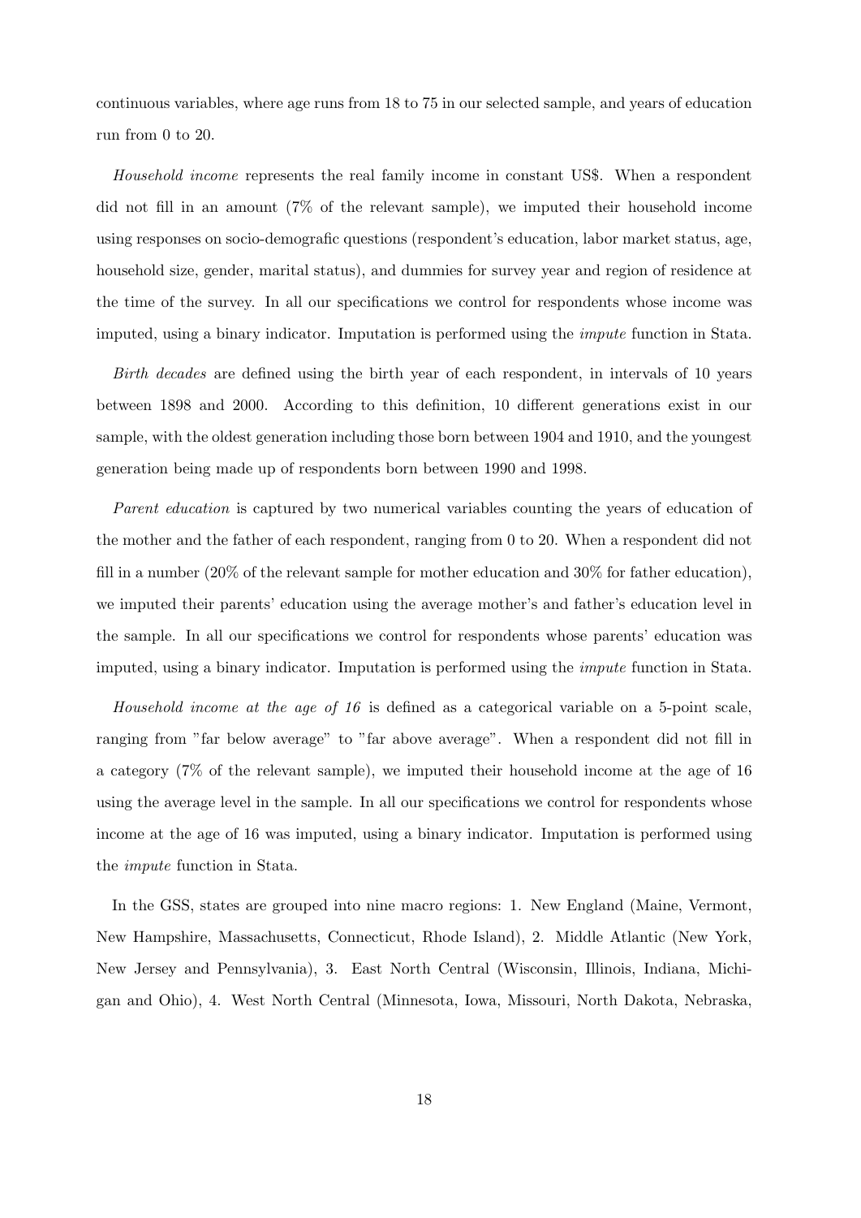continuous variables, where age runs from 18 to 75 in our selected sample, and years of education run from 0 to 20.

*Household income* represents the real family income in constant US$. When a respondent did not fill in an amount (7% of the relevant sample), we imputed their household income using responses on socio-demografic questions (respondent's education, labor market status, age, household size, gender, marital status), and dummies for survey year and region of residence at the time of the survey. In all our specifications we control for respondents whose income was imputed, using a binary indicator. Imputation is performed using the *impute* function in Stata.

*Birth decades* are defined using the birth year of each respondent, in intervals of 10 years between 1898 and 2000. According to this definition, 10 different generations exist in our sample, with the oldest generation including those born between 1904 and 1910, and the youngest generation being made up of respondents born between 1990 and 1998.

*Parent education* is captured by two numerical variables counting the years of education of the mother and the father of each respondent, ranging from 0 to 20. When a respondent did not fill in a number (20% of the relevant sample for mother education and 30% for father education), we imputed their parents' education using the average mother's and father's education level in the sample. In all our specifications we control for respondents whose parents' education was imputed, using a binary indicator. Imputation is performed using the *impute* function in Stata.

*Household income at the age of 16* is defined as a categorical variable on a 5-point scale, ranging from "far below average" to "far above average". When a respondent did not fill in a category (7% of the relevant sample), we imputed their household income at the age of 16 using the average level in the sample. In all our specifications we control for respondents whose income at the age of 16 was imputed, using a binary indicator. Imputation is performed using the *impute* function in Stata.

In the GSS, states are grouped into nine macro regions: 1. New England (Maine, Vermont, New Hampshire, Massachusetts, Connecticut, Rhode Island), 2. Middle Atlantic (New York, New Jersey and Pennsylvania), 3. East North Central (Wisconsin, Illinois, Indiana, Michigan and Ohio), 4. West North Central (Minnesota, Iowa, Missouri, North Dakota, Nebraska,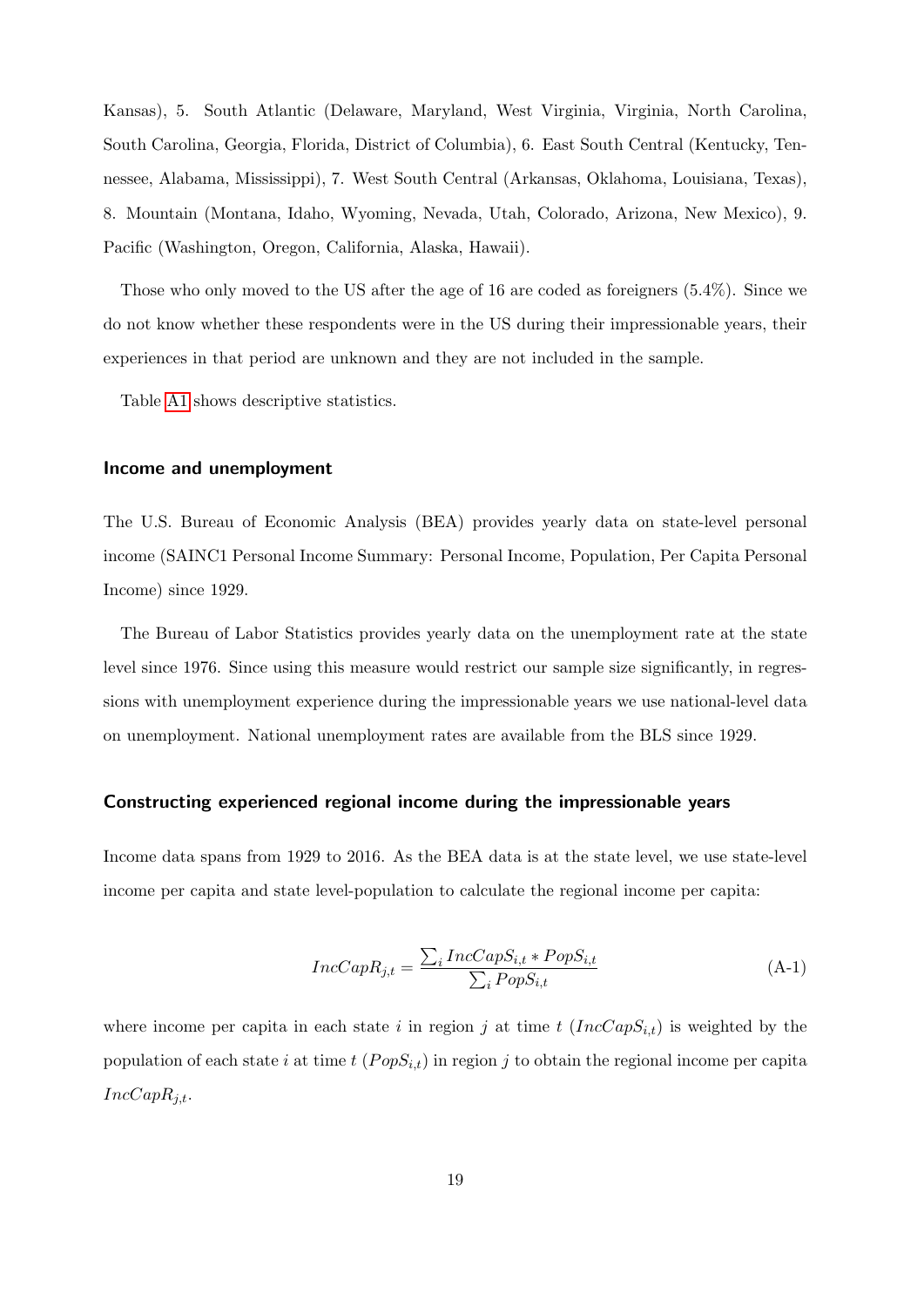Kansas), 5. South Atlantic (Delaware, Maryland, West Virginia, Virginia, North Carolina, South Carolina, Georgia, Florida, District of Columbia), 6. East South Central (Kentucky, Tennessee, Alabama, Mississippi), 7. West South Central (Arkansas, Oklahoma, Louisiana, Texas), 8. Mountain (Montana, Idaho, Wyoming, Nevada, Utah, Colorado, Arizona, New Mexico), 9. Pacific (Washington, Oregon, California, Alaska, Hawaii).

Those who only moved to the US after the age of 16 are coded as foreigners (5.4%). Since we do not know whether these respondents were in the US during their impressionable years, their experiences in that period are unknown and they are not included in the sample.

Table A1 shows descriptive statistics.

### Income and unemployment

The U.S. Bureau of Economic Analysis (BEA) provides yearly data on state-level personal income (SAINC1 Personal Income Summary: Personal Income, Population, Per Capita Personal Income) since 1929.

The Bureau of Labor Statistics provides yearly data on the unemployment rate at the state level since 1976. Since using this measure would restrict our sample size significantly, in regressions with unemployment experience during the impressionable years we use national-level data on unemployment. National unemployment rates are available from the BLS since 1929.

### Constructing experienced regional income during the impressionable years

Income data spans from 1929 to 2016. As the BEA data is at the state level, we use state-level income per capita and state level-population to calculate the regional income per capita:

$$IncCapR_{j,t} = \frac{\sum_i IncCapS_{i,t} * PopS_{i,t}}{\sum_i PopS_{i,t}} \tag{A-1}$$

where income per capita in each state $i$ in region $j$ at time $t$ ($IncCapS_{i,t}$) is weighted by the population of each state $i$ at time $t$ ($PopS_{i,t}$) in region $j$ to obtain the regional income per capita $IncCapR_{j,t}$.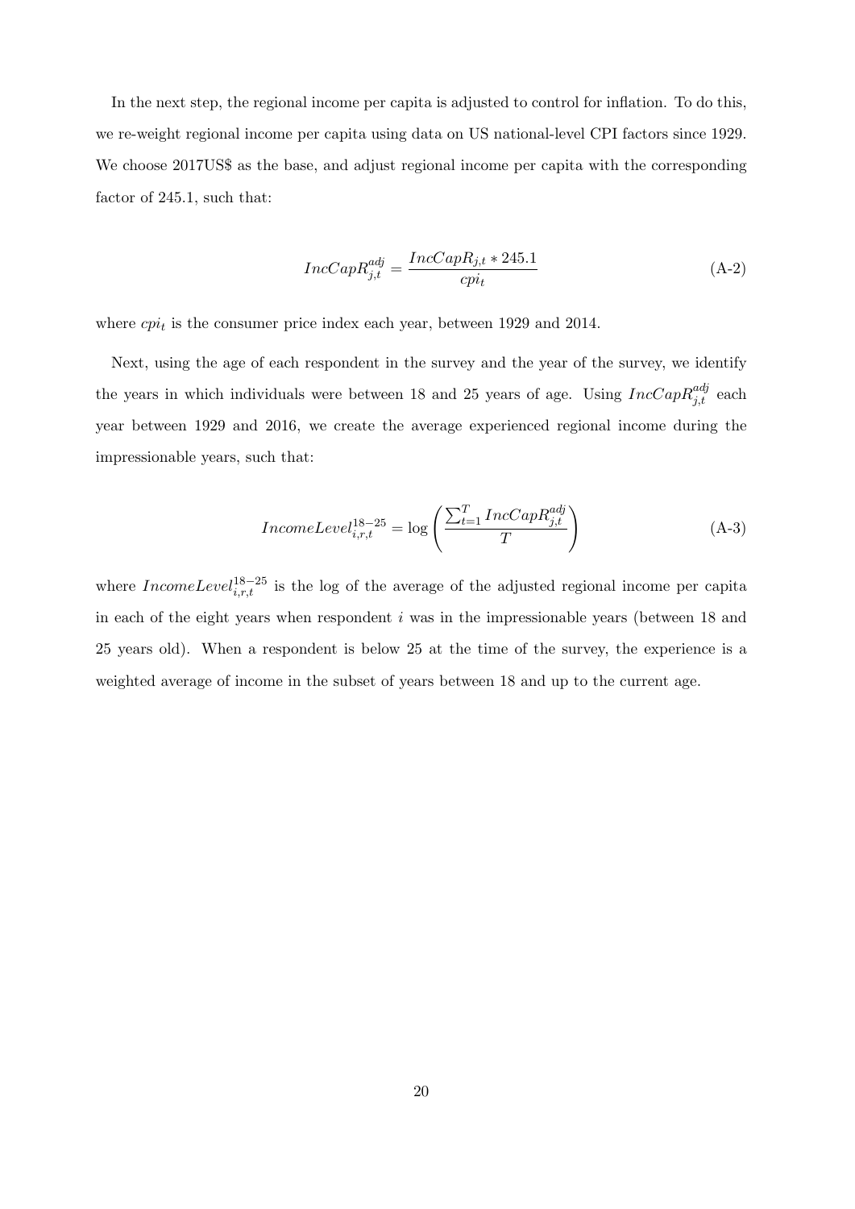In the next step, the regional income per capita is adjusted to control for inflation. To do this, we re-weight regional income per capita using data on US national-level CPI factors since 1929. We choose 2017US$ as the base, and adjust regional income per capita with the corresponding factor of 245.1, such that:

$$IncCapR^{adj}_{j,t} = \frac{IncCapR_{j,t} * 245.1}{cpi_t} \tag{A-2}$$

where $cpi_t$ is the consumer price index each year, between 1929 and 2014.

Next, using the age of each respondent in the survey and the year of the survey, we identify the years in which individuals were between 18 and 25 years of age. Using $IncCapR^{adj}_{j,t}$ each year between 1929 and 2016, we create the average experienced regional income during the impressionable years, such that:

$$IncomeLevel^{18-25}_{i,r,t} = \log\left(\frac{\sum_{t=1}^{T} IncCapR^{adj}_{j,t}}{T}\right) \tag{A-3}$$

where $IncomeLevel^{18-25}_{i,r,t}$ is the log of the average of the adjusted regional income per capita in each of the eight years when respondent $i$ was in the impressionable years (between 18 and 25 years old). When a respondent is below 25 at the time of the survey, the experience is a weighted average of income in the subset of years between 18 and up to the current age.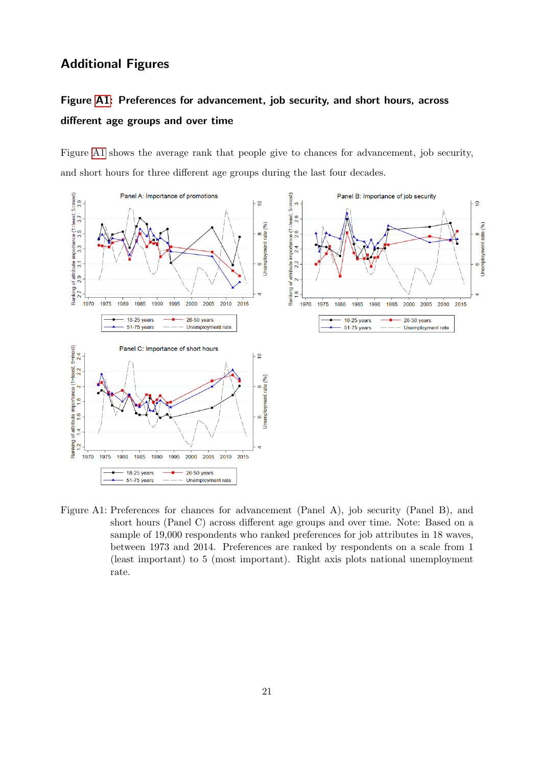## Additional Figures

### Figure A1: Preferences for advancement, job security, and short hours, across different age groups and over time

Figure A1 shows the average rank that people give to chances for advancement, job security, and short hours for three different age groups during the last four decades.

Figure A1: Preferences for chances for advancement (Panel A), job security (Panel B), and short hours (Panel C) across different age groups and over time. Note: Based on a sample of 19,000 respondents who ranked preferences for job attributes in 18 waves, between 1973 and 2014. Preferences are ranked by respondents on a scale from 1 (least important) to 5 (most important). Right axis plots national unemployment rate.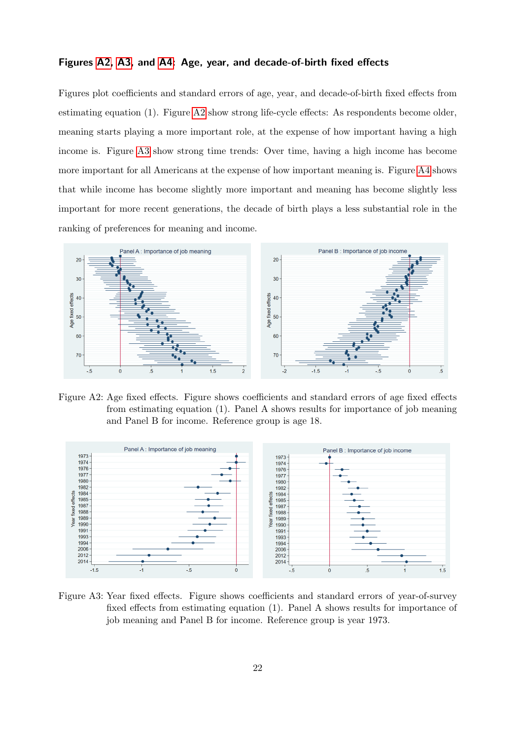### Figures A2, A3, and A4: Age, year, and decade-of-birth fixed effects

Figures plot coefficients and standard errors of age, year, and decade-of-birth fixed effects from estimating equation (1). Figure A2 show strong life-cycle effects: As respondents become older, meaning starts playing a more important role, at the expense of how important having a high income is. Figure A3 show strong time trends: Over time, having a high income has become more important for all Americans at the expense of how important meaning is. Figure A4 shows that while income has become slightly more important and meaning has become slightly less important for more recent generations, the decade of birth plays a less substantial role in the ranking of preferences for meaning and income.

Figure A2: Age fixed effects. Figure shows coefficients and standard errors of age fixed effects from estimating equation (1). Panel A shows results for importance of job meaning and Panel B for income. Reference group is age 18.

Figure A3: Year fixed effects. Figure shows coefficients and standard errors of year-of-survey fixed effects from estimating equation (1). Panel A shows results for importance of job meaning and Panel B for income. Reference group is year 1973.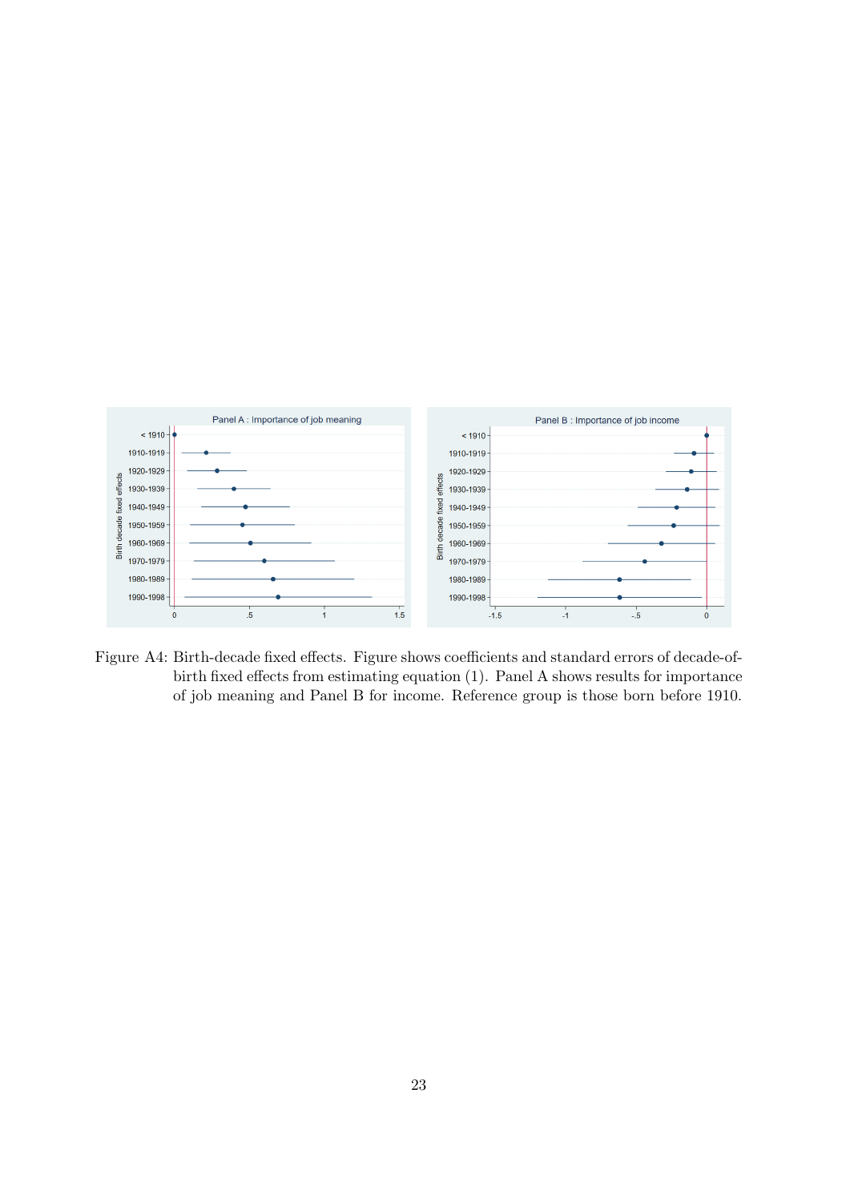Figure A4: Birth-decade fixed effects. Figure shows coefficients and standard errors of decade-of-birth fixed effects from estimating equation (1). Panel A shows results for importance of job meaning and Panel B for income. Reference group is those born before 1910.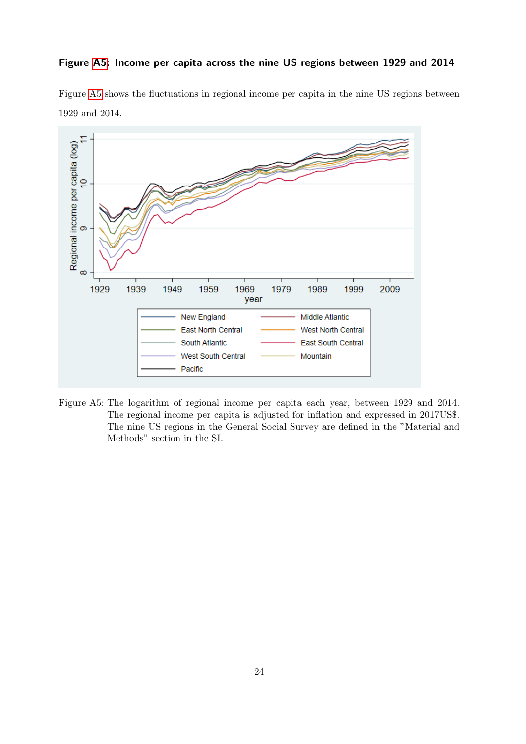**Figure A5: Income per capita across the nine US regions between 1929 and 2014**

Figure A5 shows the fluctuations in regional income per capita in the nine US regions between 1929 and 2014.

Figure A5: The logarithm of regional income per capita each year, between 1929 and 2014. The regional income per capita is adjusted for inflation and expressed in 2017US$. The nine US regions in the General Social Survey are defined in the "Material and Methods" section in the SI.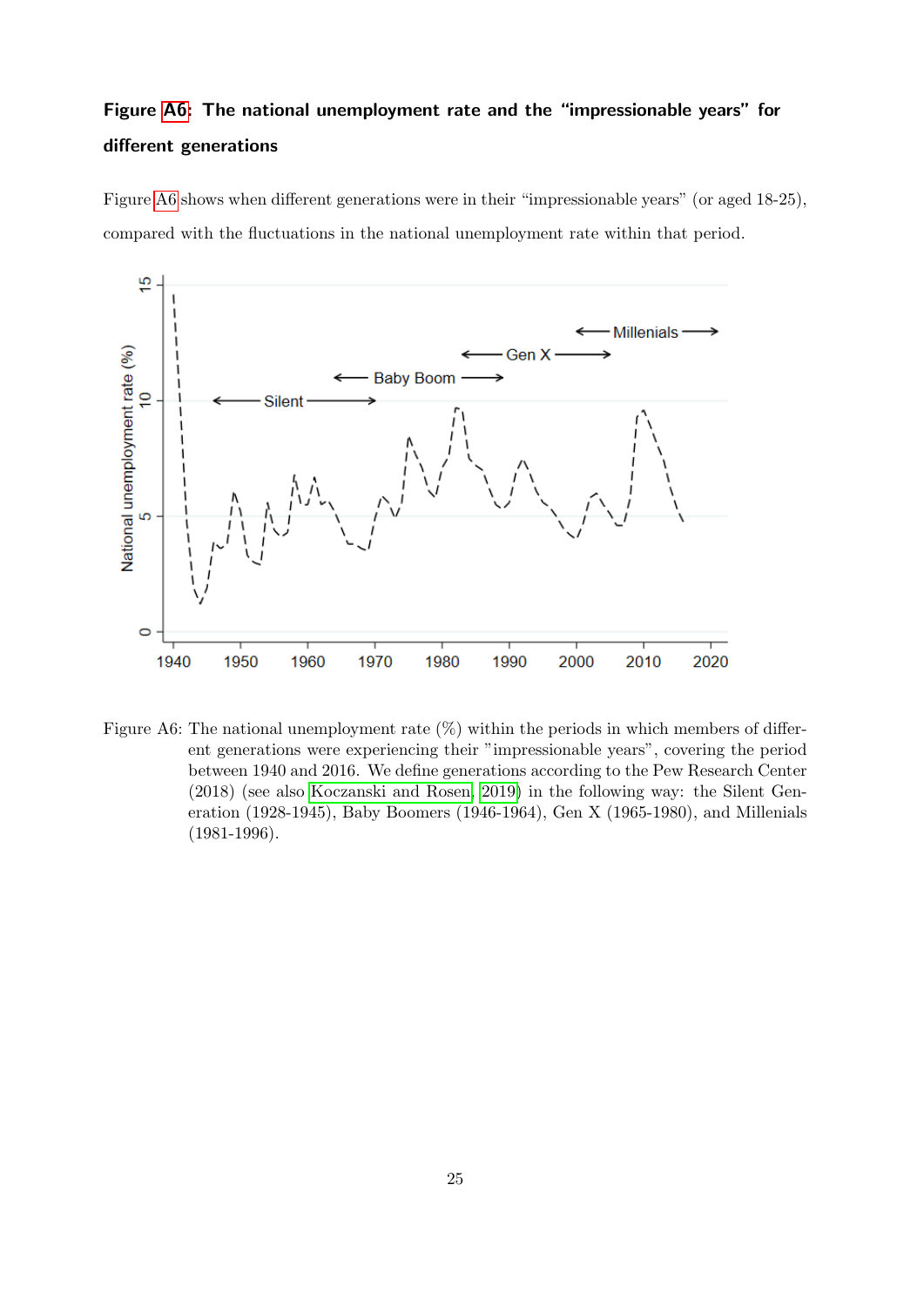### Figure A6: The national unemployment rate and the "impressionable years" for different generations

Figure A6 shows when different generations were in their "impressionable years" (or aged 18-25), compared with the fluctuations in the national unemployment rate within that period.

Figure A6: The national unemployment rate (%) within the periods in which members of different generations were experiencing their "impressionable years", covering the period between 1940 and 2016. We define generations according to the Pew Research Center (2018) (see also Koczanski and Rosen, 2019) in the following way: the Silent Generation (1928-1945), Baby Boomers (1946-1964), Gen X (1965-1980), and Millenials (1981-1996).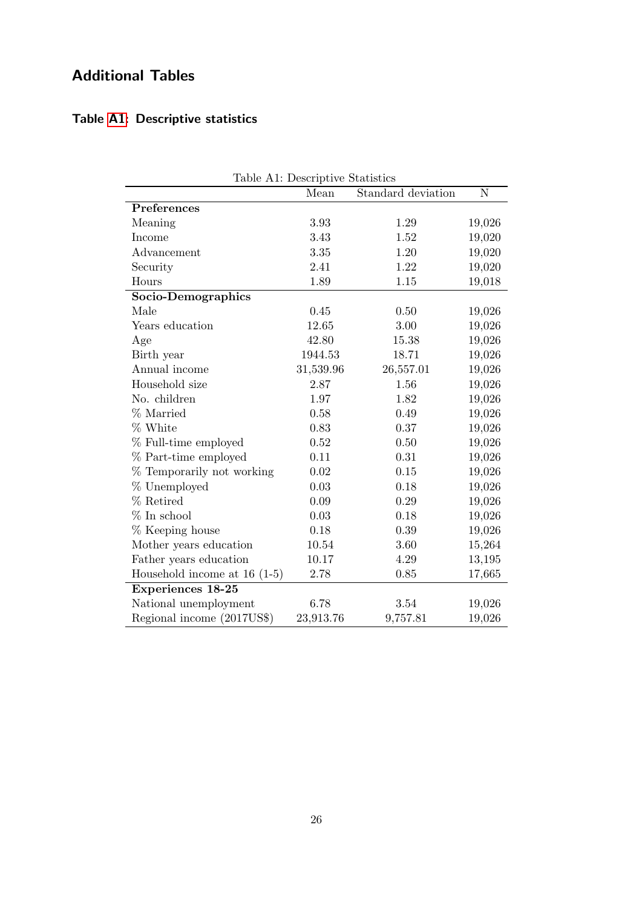## Additional Tables

### Table A1: Descriptive statistics

Table A1: Descriptive Statistics

| | Mean | Standard deviation | N |
|---|---|---|---|
| **Preferences** | | | |
| Meaning | 3.93 | 1.29 | 19,026 |
| Income | 3.43 | 1.52 | 19,020 |
| Advancement | 3.35 | 1.20 | 19,020 |
| Security | 2.41 | 1.22 | 19,020 |
| Hours | 1.89 | 1.15 | 19,018 |
| **Socio-Demographics** | | | |
| Male | 0.45 | 0.50 | 19,026 |
| Years education | 12.65 | 3.00 | 19,026 |
| Age | 42.80 | 15.38 | 19,026 |
| Birth year | 1944.53 | 18.71 | 19,026 |
| Annual income | 31,539.96 | 26,557.01 | 19,026 |
| Household size | 2.87 | 1.56 | 19,026 |
| No. children | 1.97 | 1.82 | 19,026 |
| % Married | 0.58 | 0.49 | 19,026 |
| % White | 0.83 | 0.37 | 19,026 |
| % Full-time employed | 0.52 | 0.50 | 19,026 |
| % Part-time employed | 0.11 | 0.31 | 19,026 |
| % Temporarily not working | 0.02 | 0.15 | 19,026 |
| % Unemployed | 0.03 | 0.18 | 19,026 |
| % Retired | 0.09 | 0.29 | 19,026 |
| % In school | 0.03 | 0.18 | 19,026 |
| % Keeping house | 0.18 | 0.39 | 19,026 |
| Mother years education | 10.54 | 3.60 | 15,264 |
| Father years education | 10.17 | 4.29 | 13,195 |
| Household income at 16 (1-5) | 2.78 | 0.85 | 17,665 |
| **Experiences 18-25** | | | |
| National unemployment | 6.78 | 3.54 | 19,026 |
| Regional income (2017US$) | 23,913.76 | 9,757.81 | 19,026 |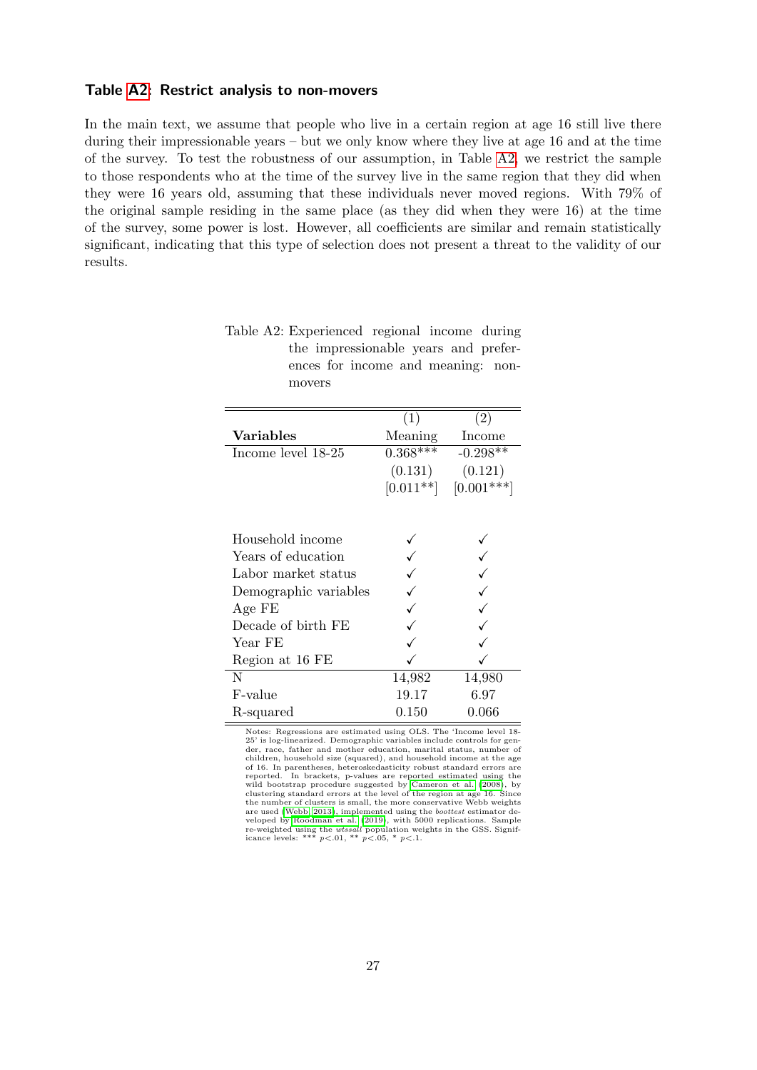### Table A2: Restrict analysis to non-movers

In the main text, we assume that people who live in a certain region at age 16 still live there during their impressionable years – but we only know where they live at age 16 and at the time of the survey. To test the robustness of our assumption, in Table A2, we restrict the sample to those respondents who at the time of the survey live in the same region that they did when they were 16 years old, assuming that these individuals never moved regions. With 79% of the original sample residing in the same place (as they did when they were 16) at the time of the survey, some power is lost. However, all coefficients are similar and remain statistically significant, indicating that this type of selection does not present a threat to the validity of our results.

Table A2: Experienced regional income during the impressionable years and preferences for income and meaning: non-movers

| | (1) | (2) |
|---|---|---|
| **Variables** | Meaning | Income |
| Income level 18-25 | 0.368*** | -0.298** |
| | (0.131) | (0.121) |
| | [0.011**] | [0.001***] |
| | | |
| Household income | ✓ | ✓ |
| Years of education | ✓ | ✓ |
| Labor market status | ✓ | ✓ |
| Demographic variables | ✓ | ✓ |
| Age FE | ✓ | ✓ |
| Decade of birth FE | ✓ | ✓ |
| Year FE | ✓ | ✓ |
| Region at 16 FE | ✓ | ✓ |
| N | 14,982 | 14,980 |
| F-value | 19.17 | 6.97 |
| R-squared | 0.150 | 0.066 |

Notes: Regressions are estimated using OLS. The 'Income level 18-25' is log-linearized. Demographic variables include controls for gender, race, father and mother education, marital status, number of children, household size (squared), and household income at the age of 16. In parentheses, heteroskedasticity robust standard errors are reported. In brackets, p-values are reported estimated using the wild bootstrap procedure suggested by Cameron et al. (2008), by clustering standard errors at the level of the region at age 16. Since the number of clusters is small, the more conservative Webb weights are used (Webb 2013), implemented using the *boottest* estimator developed by Roodman et al. (2019), with 5000 replications. Sample re-weighted using the *wtssall* population weights in the GSS. Significance levels: *** $p<.01$, ** $p<.05$, * $p<.1$.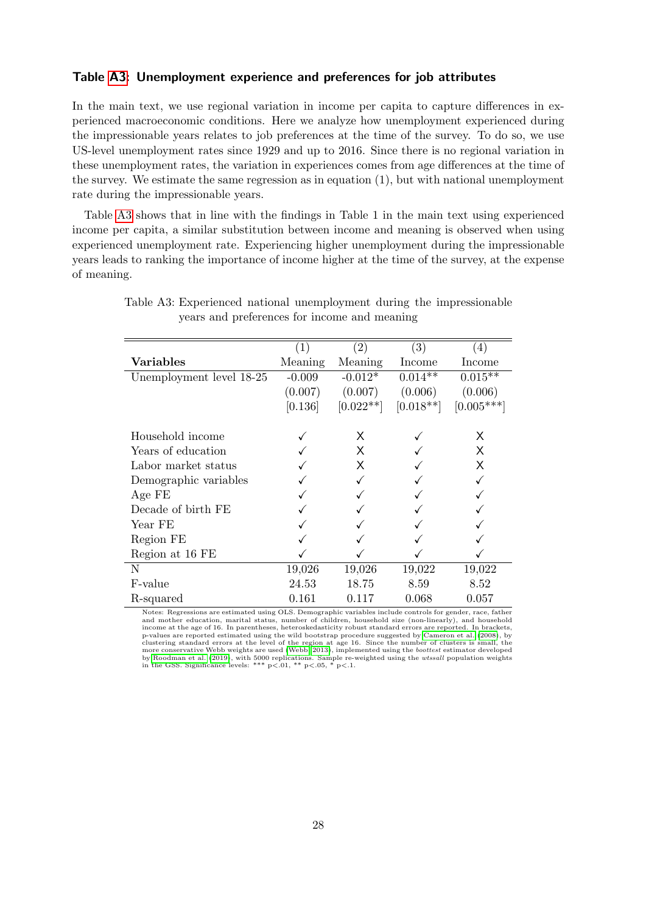### Table A3: Unemployment experience and preferences for job attributes

In the main text, we use regional variation in income per capita to capture differences in experienced macroeconomic conditions. Here we analyze how unemployment experienced during the impressionable years relates to job preferences at the time of the survey. To do so, we use US-level unemployment rates since 1929 and up to 2016. Since there is no regional variation in these unemployment rates, the variation in experiences comes from age differences at the time of the survey. We estimate the same regression as in equation (1), but with national unemployment rate during the impressionable years.

Table A3 shows that in line with the findings in Table 1 in the main text using experienced income per capita, a similar substitution between income and meaning is observed when using experienced unemployment rate. Experiencing higher unemployment during the impressionable years leads to ranking the importance of income higher at the time of the survey, at the expense of meaning.

Table A3: Experienced national unemployment during the impressionable years and preferences for income and meaning

| | (1) | (2) | (3) | (4) |
|---|---|---|---|---|
| **Variables** | Meaning | Meaning | Income | Income |
| Unemployment level 18-25 | -0.009 | -0.012* | 0.014** | 0.015** |
| | (0.007) | (0.007) | (0.006) | (0.006) |
| | [0.136] | [0.022**] | [0.018**] | [0.005***] |
| | | | | |
| Household income | ✓ | X | ✓ | X |
| Years of education | ✓ | X | ✓ | X |
| Labor market status | ✓ | X | ✓ | X |
| Demographic variables | ✓ | ✓ | ✓ | ✓ |
| Age FE | ✓ | ✓ | ✓ | ✓ |
| Decade of birth FE | ✓ | ✓ | ✓ | ✓ |
| Year FE | ✓ | ✓ | ✓ | ✓ |
| Region FE | ✓ | ✓ | ✓ | ✓ |
| Region at 16 FE | ✓ | ✓ | ✓ | ✓ |
| N | 19,026 | 19,026 | 19,022 | 19,022 |
| F-value | 24.53 | 18.75 | 8.59 | 8.52 |
| R-squared | 0.161 | 0.117 | 0.068 | 0.057 |

Notes: Regressions are estimated using OLS. Demographic variables include controls for gender, race, father and mother education, marital status, number of children, household size (non-linearly), and household income at the age of 16. In parentheses, heteroskedasticity robust standard errors are reported. In brackets, p-values are reported estimated using the wild bootstrap procedure suggested by Cameron et al. (2008), by clustering standard errors at the level of the region at age 16. Since the number of clusters is small, the more conservative Webb weights are used (Webb 2013), implemented using the *boottest* estimator developed by Roodman et al. (2019), with 5000 replications. Sample re-weighted using the *wtssall* population weights in the GSS. Significance levels: *** p<.01, ** p<.05, * p<.1.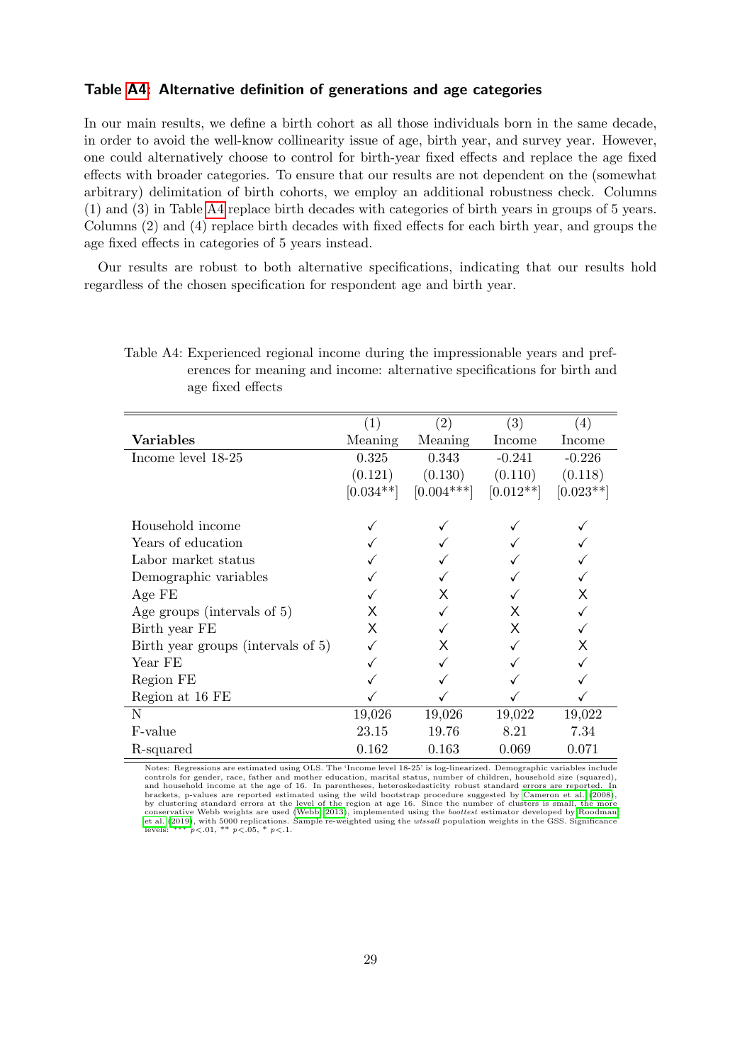### Table A4: Alternative definition of generations and age categories

In our main results, we define a birth cohort as all those individuals born in the same decade, in order to avoid the well-know collinearity issue of age, birth year, and survey year. However, one could alternatively choose to control for birth-year fixed effects and replace the age fixed effects with broader categories. To ensure that our results are not dependent on the (somewhat arbitrary) delimitation of birth cohorts, we employ an additional robustness check. Columns (1) and (3) in Table A4 replace birth decades with categories of birth years in groups of 5 years. Columns (2) and (4) replace birth decades with fixed effects for each birth year, and groups the age fixed effects in categories of 5 years instead.

Our results are robust to both alternative specifications, indicating that our results hold regardless of the chosen specification for respondent age and birth year.

Table A4: Experienced regional income during the impressionable years and preferences for meaning and income: alternative specifications for birth and age fixed effects

| | (1) | (2) | (3) | (4) |
|---|---|---|---|---|
| **Variables** | Meaning | Meaning | Income | Income |
| Income level 18-25 | 0.325 | 0.343 | -0.241 | -0.226 |
| | (0.121) | (0.130) | (0.110) | (0.118) |
| | [0.034**] | [0.004***] | [0.012**] | [0.023**] |
| Household income | ✓ | ✓ | ✓ | ✓ |
| Years of education | ✓ | ✓ | ✓ | ✓ |
| Labor market status | ✓ | ✓ | ✓ | ✓ |
| Demographic variables | ✓ | ✓ | ✓ | ✓ |
| Age FE | ✓ | X | ✓ | X |
| Age groups (intervals of 5) | X | ✓ | X | ✓ |
| Birth year FE | X | ✓ | X | ✓ |
| Birth year groups (intervals of 5) | ✓ | X | ✓ | X |
| Year FE | ✓ | ✓ | ✓ | ✓ |
| Region FE | ✓ | ✓ | ✓ | ✓ |
| Region at 16 FE | ✓ | ✓ | ✓ | ✓ |
| N | 19,026 | 19,026 | 19,022 | 19,022 |
| F-value | 23.15 | 19.76 | 8.21 | 7.34 |
| R-squared | 0.162 | 0.163 | 0.069 | 0.071 |

Notes: Regressions are estimated using OLS. The 'Income level 18-25' is log-linearized. Demographic variables include controls for gender, race, father and mother education, marital status, number of children, household size (squared), and household income at the age of 16. In parentheses, heteroskedasticity robust standard errors are reported. In brackets, p-values are reported estimated using the wild bootstrap procedure suggested by Cameron et al. (2008), by clustering standard errors at the level of the region at age 16. Since the number of clusters is small, the more conservative Webb weights are used (Webb, 2013), implemented using the *boottest* estimator developed by Roodman et al. (2019), with 5000 replications. Sample re-weighted using the *wtssall* population weights in the GSS. Significance levels: *** $p<.01$, ** $p<.05$, * $p<.1$.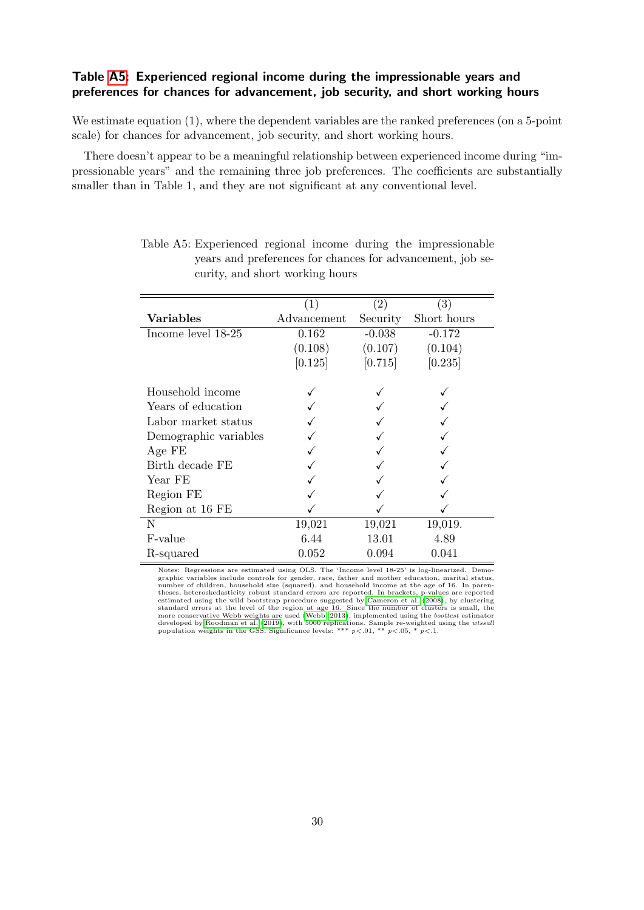### Table A5: Experienced regional income during the impressionable years and preferences for chances for advancement, job security, and short working hours

We estimate equation (1), where the dependent variables are the ranked preferences (on a 5-point scale) for chances for advancement, job security, and short working hours.

There doesn't appear to be a meaningful relationship between experienced income during "impressionable years" and the remaining three job preferences. The coefficients are substantially smaller than in Table 1, and they are not significant at any conventional level.

Table A5: Experienced regional income during the impressionable years and preferences for chances for advancement, job security, and short working hours

| | (1) | (2) | (3) |
|---|---|---|---|
| **Variables** | Advancement | Security | Short hours |
| Income level 18-25 | 0.162 | -0.038 | -0.172 |
| | (0.108) | (0.107) | (0.104) |
| | [0.125] | [0.715] | [0.235] |
| Household income | ✓ | ✓ | ✓ |
| Years of education | ✓ | ✓ | ✓ |
| Labor market status | ✓ | ✓ | ✓ |
| Demographic variables | ✓ | ✓ | ✓ |
| Age FE | ✓ | ✓ | ✓ |
| Birth decade FE | ✓ | ✓ | ✓ |
| Year FE | ✓ | ✓ | ✓ |
| Region FE | ✓ | ✓ | ✓ |
| Region at 16 FE | ✓ | ✓ | ✓ |
| N | 19,021 | 19,021 | 19,019. |
| F-value | 6.44 | 13.01 | 4.89 |
| R-squared | 0.052 | 0.094 | 0.041 |

Notes: Regressions are estimated using OLS. The 'Income level 18-25' is log-linearized. Demographic variables include controls for gender, race, father and mother education, marital status, number of children, household size (squared), and household income at the age of 16. In parentheses, heteroskedasticity robust standard errors are reported. In brackets, p-values are reported estimated using the wild bootstrap procedure suggested by Cameron et al. (2008), by clustering standard errors at the level of the region at age 16. Since the number of clusters is small, the more conservative Webb weights are used (Webb, 2013), implemented using the *boottest* estimator developed by Roodman et al. (2019), with 5000 replications. Sample re-weighted using the *wtssall* population weights in the GSS. Significance levels: *** $p<.01$, ** $p<.05$, * $p<.1$.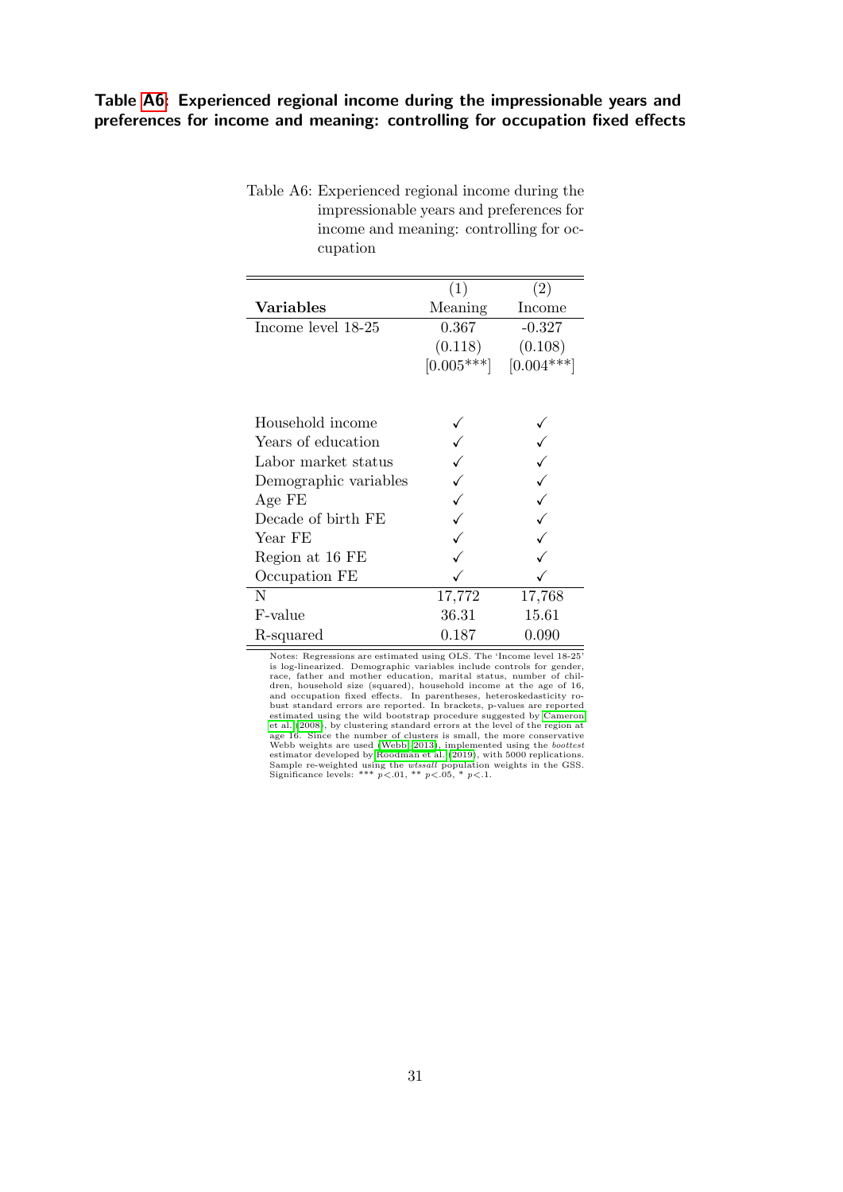**Table A6: Experienced regional income during the impressionable years and preferences for income and meaning: controlling for occupation fixed effects**

Table A6: Experienced regional income during the impressionable years and preferences for income and meaning: controlling for occupation

| | (1) | (2) |
|---|---|---|
| **Variables** | Meaning | Income |
| Income level 18-25 | 0.367 | -0.327 |
| | (0.118) | (0.108) |
| | [0.005***] | [0.004***] |
| | | |
| Household income | ✓ | ✓ |
| Years of education | ✓ | ✓ |
| Labor market status | ✓ | ✓ |
| Demographic variables | ✓ | ✓ |
| Age FE | ✓ | ✓ |
| Decade of birth FE | ✓ | ✓ |
| Year FE | ✓ | ✓ |
| Region at 16 FE | ✓ | ✓ |
| Occupation FE | ✓ | ✓ |
| N | 17,772 | 17,768 |
| F-value | 36.31 | 15.61 |
| R-squared | 0.187 | 0.090 |

Notes: Regressions are estimated using OLS. The 'Income level 18-25' is log-linearized. Demographic variables include controls for gender, race, father and mother education, marital status, number of children, household size (squared), household income at the age of 16, and occupation fixed effects. In parentheses, heteroskedasticity robust standard errors are reported. In brackets, p-values are reported estimated using the wild bootstrap procedure suggested by Cameron et al. (2008), by clustering standard errors at the level of the region at age 16. Since the number of clusters is small, the more conservative Webb weights are used (Webb, 2013), implemented using the *boottest* estimator developed by Roodman et al. (2019), with 5000 replications. Sample re-weighted using the *wtssall* population weights in the GSS. Significance levels: *** $p<.01$, ** $p<.05$, * $p<.1$.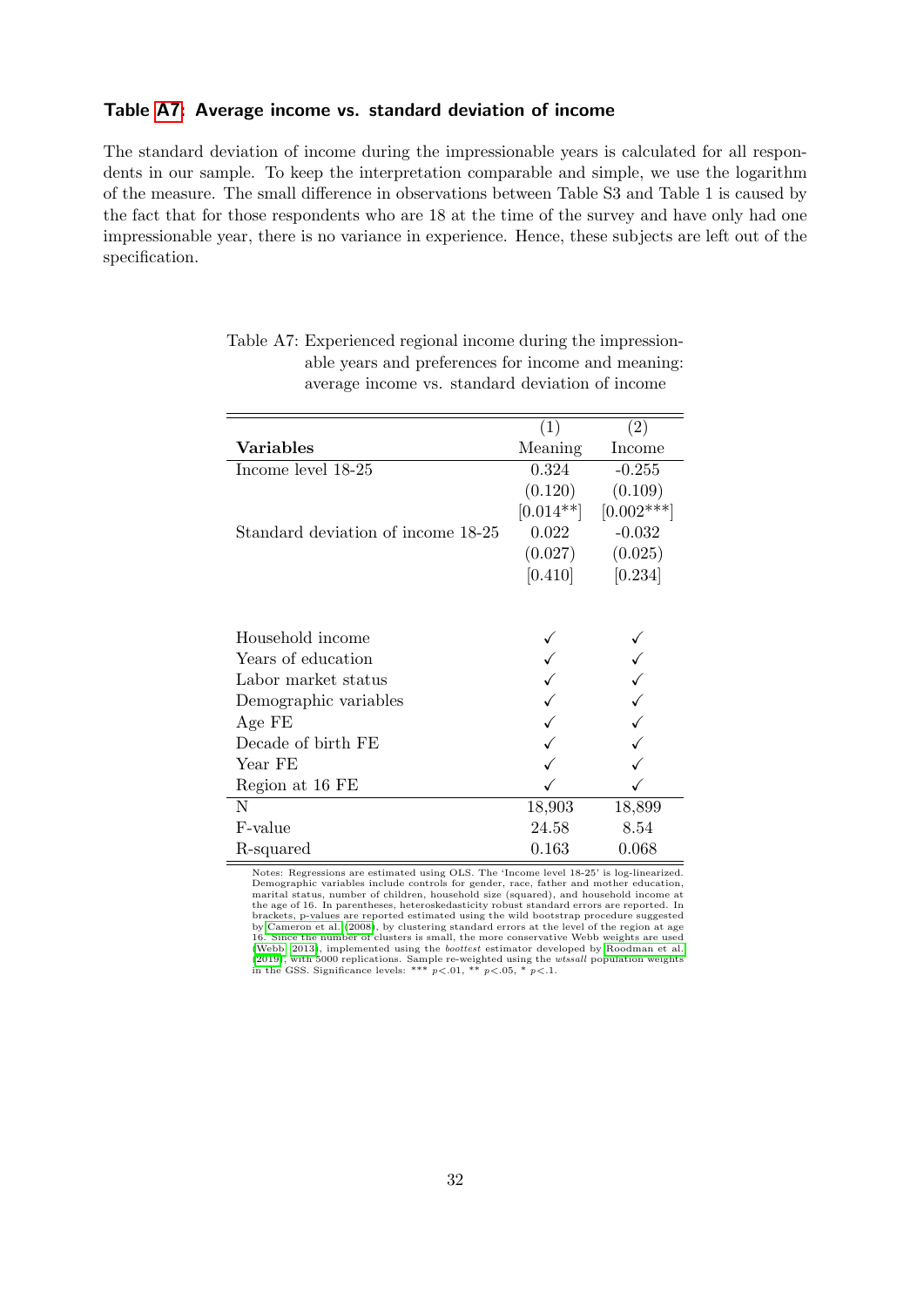### Table A7: Average income vs. standard deviation of income

The standard deviation of income during the impressionable years is calculated for all respondents in our sample. To keep the interpretation comparable and simple, we use the logarithm of the measure. The small difference in observations between Table S3 and Table 1 is caused by the fact that for those respondents who are 18 at the time of the survey and have only had one impressionable year, there is no variance in experience. Hence, these subjects are left out of the specification.

Table A7: Experienced regional income during the impressionable years and preferences for income and meaning: average income vs. standard deviation of income

| | (1) | (2) |
|---|---|---|
| **Variables** | Meaning | Income |
| Income level 18-25 | 0.324 | -0.255 |
| | (0.120) | (0.109) |
| | [0.014**] | [0.002***] |
| Standard deviation of income 18-25 | 0.022 | -0.032 |
| | (0.027) | (0.025) |
| | [0.410] | [0.234] |
| | | |
| Household income | ✓ | ✓ |
| Years of education | ✓ | ✓ |
| Labor market status | ✓ | ✓ |
| Demographic variables | ✓ | ✓ |
| Age FE | ✓ | ✓ |
| Decade of birth FE | ✓ | ✓ |
| Year FE | ✓ | ✓ |
| Region at 16 FE | ✓ | ✓ |
| N | 18,903 | 18,899 |
| F-value | 24.58 | 8.54 |
| R-squared | 0.163 | 0.068 |

Notes: Regressions are estimated using OLS. The 'Income level 18-25' is log-linearized. Demographic variables include controls for gender, race, father and mother education, marital status, number of children, household size (squared), and household income at the age of 16. In parentheses, heteroskedasticity robust standard errors are reported. In brackets, p-values are reported estimated using the wild bootstrap procedure suggested by Cameron et al. (2008), by clustering standard errors at the level of the region at age 16. Since the number of clusters is small, the more conservative Webb weights are used (Webb, 2013), implemented using the *boottest* estimator developed by Roodman et al. (2019), with 5000 replications. Sample re-weighted using the *wtssall* population weights in the GSS. Significance levels: *** $p<.01$, ** $p<.05$, * $p<.1$.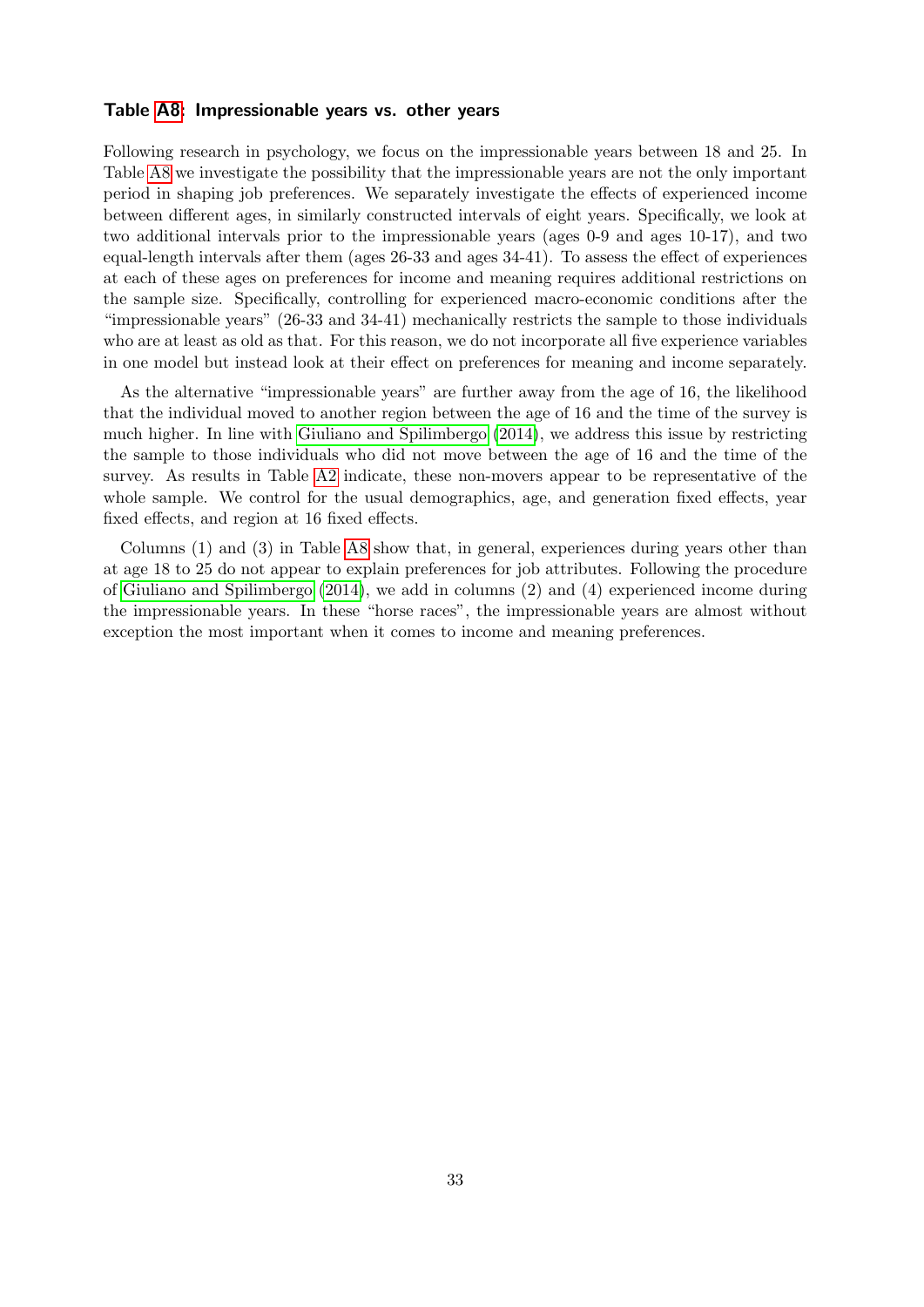### Table A8: Impressionable years vs. other years

Following research in psychology, we focus on the impressionable years between 18 and 25. In Table A8 we investigate the possibility that the impressionable years are not the only important period in shaping job preferences. We separately investigate the effects of experienced income between different ages, in similarly constructed intervals of eight years. Specifically, we look at two additional intervals prior to the impressionable years (ages 0-9 and ages 10-17), and two equal-length intervals after them (ages 26-33 and ages 34-41). To assess the effect of experiences at each of these ages on preferences for income and meaning requires additional restrictions on the sample size. Specifically, controlling for experienced macro-economic conditions after the "impressionable years" (26-33 and 34-41) mechanically restricts the sample to those individuals who are at least as old as that. For this reason, we do not incorporate all five experience variables in one model but instead look at their effect on preferences for meaning and income separately.

As the alternative "impressionable years" are further away from the age of 16, the likelihood that the individual moved to another region between the age of 16 and the time of the survey is much higher. In line with Giuliano and Spilimbergo (2014), we address this issue by restricting the sample to those individuals who did not move between the age of 16 and the time of the survey. As results in Table A2 indicate, these non-movers appear to be representative of the whole sample. We control for the usual demographics, age, and generation fixed effects, year fixed effects, and region at 16 fixed effects.

Columns (1) and (3) in Table A8 show that, in general, experiences during years other than at age 18 to 25 do not appear to explain preferences for job attributes. Following the procedure of Giuliano and Spilimbergo (2014), we add in columns (2) and (4) experienced income during the impressionable years. In these "horse races", the impressionable years are almost without exception the most important when it comes to income and meaning preferences.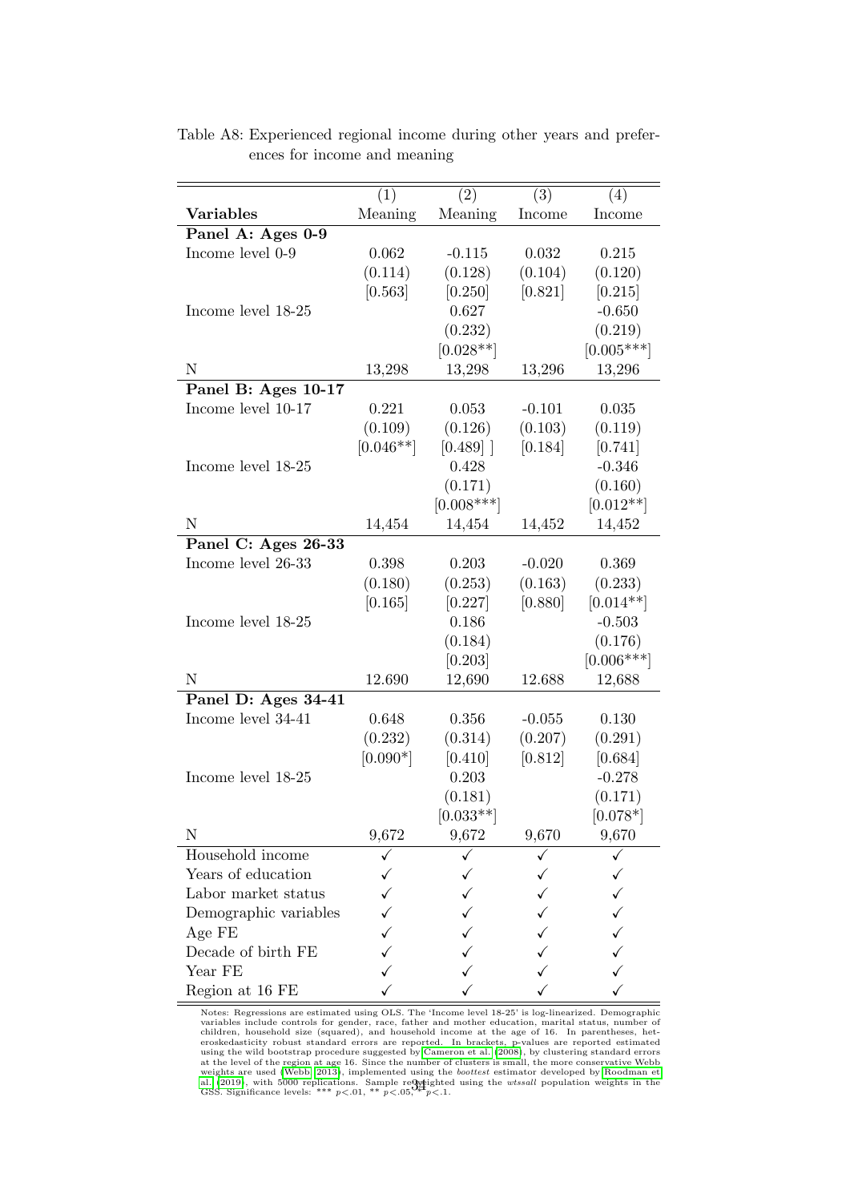Table A8: Experienced regional income during other years and preferences for income and meaning

| Variables | (1) Meaning | (2) Meaning | (3) Income | (4) Income |
|---|---|---|---|---|
| **Panel A: Ages 0-9** | | | | |
| Income level 0-9 | 0.062 | -0.115 | 0.032 | 0.215 |
| | (0.114) | (0.128) | (0.104) | (0.120) |
| | [0.563] | [0.250] | [0.821] | [0.215] |
| Income level 18-25 | | 0.627 | | -0.650 |
| | | (0.232) | | (0.219) |
| | | [0.028**] | | [0.005***] |
| N | 13,298 | 13,298 | 13,296 | 13,296 |
| **Panel B: Ages 10-17** | | | | |
| Income level 10-17 | 0.221 | 0.053 | -0.101 | 0.035 |
| | (0.109) | (0.126) | (0.103) | (0.119) |
| | [0.046**] | [0.489] ] | [0.184] | [0.741] |
| Income level 18-25 | | 0.428 | | -0.346 |
| | | (0.171) | | (0.160) |
| | | [0.008***] | | [0.012**] |
| N | 14,454 | 14,454 | 14,452 | 14,452 |
| **Panel C: Ages 26-33** | | | | |
| Income level 26-33 | 0.398 | 0.203 | -0.020 | 0.369 |
| | (0.180) | (0.253) | (0.163) | (0.233) |
| | [0.165] | [0.227] | [0.880] | [0.014**] |
| Income level 18-25 | | 0.186 | | -0.503 |
| | | (0.184) | | (0.176) |
| | | [0.203] | | [0.006***] |
| N | 12.690 | 12,690 | 12.688 | 12,688 |
| **Panel D: Ages 34-41** | | | | |
| Income level 34-41 | 0.648 | 0.356 | -0.055 | 0.130 |
| | (0.232) | (0.314) | (0.207) | (0.291) |
| | [0.090*] | [0.410] | [0.812] | [0.684] |
| Income level 18-25 | | 0.203 | | -0.278 |
| | | (0.181) | | (0.171) |
| | | [0.033**] | | [0.078*] |
| N | 9,672 | 9,672 | 9,670 | 9,670 |
| Household income | ✓ | ✓ | ✓ | ✓ |
| Years of education | ✓ | ✓ | ✓ | ✓ |
| Labor market status | ✓ | ✓ | ✓ | ✓ |
| Demographic variables | ✓ | ✓ | ✓ | ✓ |
| Age FE | ✓ | ✓ | ✓ | ✓ |
| Decade of birth FE | ✓ | ✓ | ✓ | ✓ |
| Year FE | ✓ | ✓ | ✓ | ✓ |
| Region at 16 FE | ✓ | ✓ | ✓ | ✓ |

Notes: Regressions are estimated using OLS. The 'Income level 18-25' is log-linearized. Demographic variables include controls for gender, race, father and mother education, marital status, number of children, household size (squared), and household income at the age of 16. In parentheses, heteroskedasticity robust standard errors are reported. In brackets, p-values are reported estimated using the wild bootstrap procedure suggested by Cameron et al. (2008), by clustering standard errors at the level of the region at age 16. Since the number of clusters is small, the more conservative Webb weights are used (Webb 2013), implemented using the *boottest* estimator developed by Roodman et al. (2019), with 5000 replications. Sample reweighted using the *wtssall* population weights in the GSS. Significance levels: *** $p<.01$, ** $p<.05$, * $p<.1$.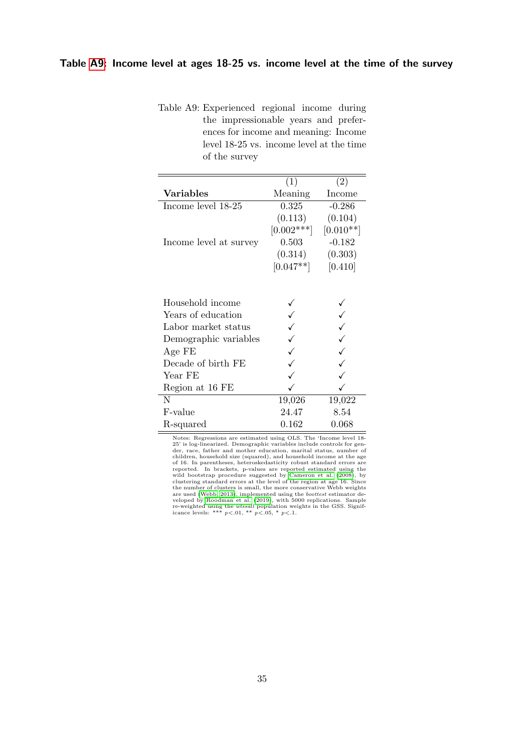**Table A9: Income level at ages 18-25 vs. income level at the time of the survey**

Table A9: Experienced regional income during the impressionable years and preferences for income and meaning: Income level 18-25 vs. income level at the time of the survey

| Variables | (1) Meaning | (2) Income |
|---|---|---|
| Income level 18-25 | 0.325 | -0.286 |
| | (0.113) | (0.104) |
| | [0.002***] | [0.010**] |
| Income level at survey | 0.503 | -0.182 |
| | (0.314) | (0.303) |
| | [0.047**] | [0.410] |
| | | |
| Household income | ✓ | ✓ |
| Years of education | ✓ | ✓ |
| Labor market status | ✓ | ✓ |
| Demographic variables | ✓ | ✓ |
| Age FE | ✓ | ✓ |
| Decade of birth FE | ✓ | ✓ |
| Year FE | ✓ | ✓ |
| Region at 16 FE | ✓ | ✓ |
| N | 19,026 | 19,022 |
| F-value | 24.47 | 8.54 |
| R-squared | 0.162 | 0.068 |

Notes: Regressions are estimated using OLS. The 'Income level 18-25' is log-linearized. Demographic variables include controls for gender, race, father and mother education, marital status, number of children, household size (squared), and household income at the age of 16. In parentheses, heteroskedasticity robust standard errors are reported. In brackets, p-values are reported estimated using the wild bootstrap procedure suggested by Cameron et al. (2008), by clustering standard errors at the level of the region at age 16. Since the number of clusters is small, the more conservative Webb weights are used (Webb 2013), implemented using the *boottest* estimator developed by Roodman et al. (2019), with 5000 replications. Sample re-weighted using the *wtssall* population weights in the GSS. Significance levels: *** $p<.01$, ** $p<.05$, * $p<.1$.